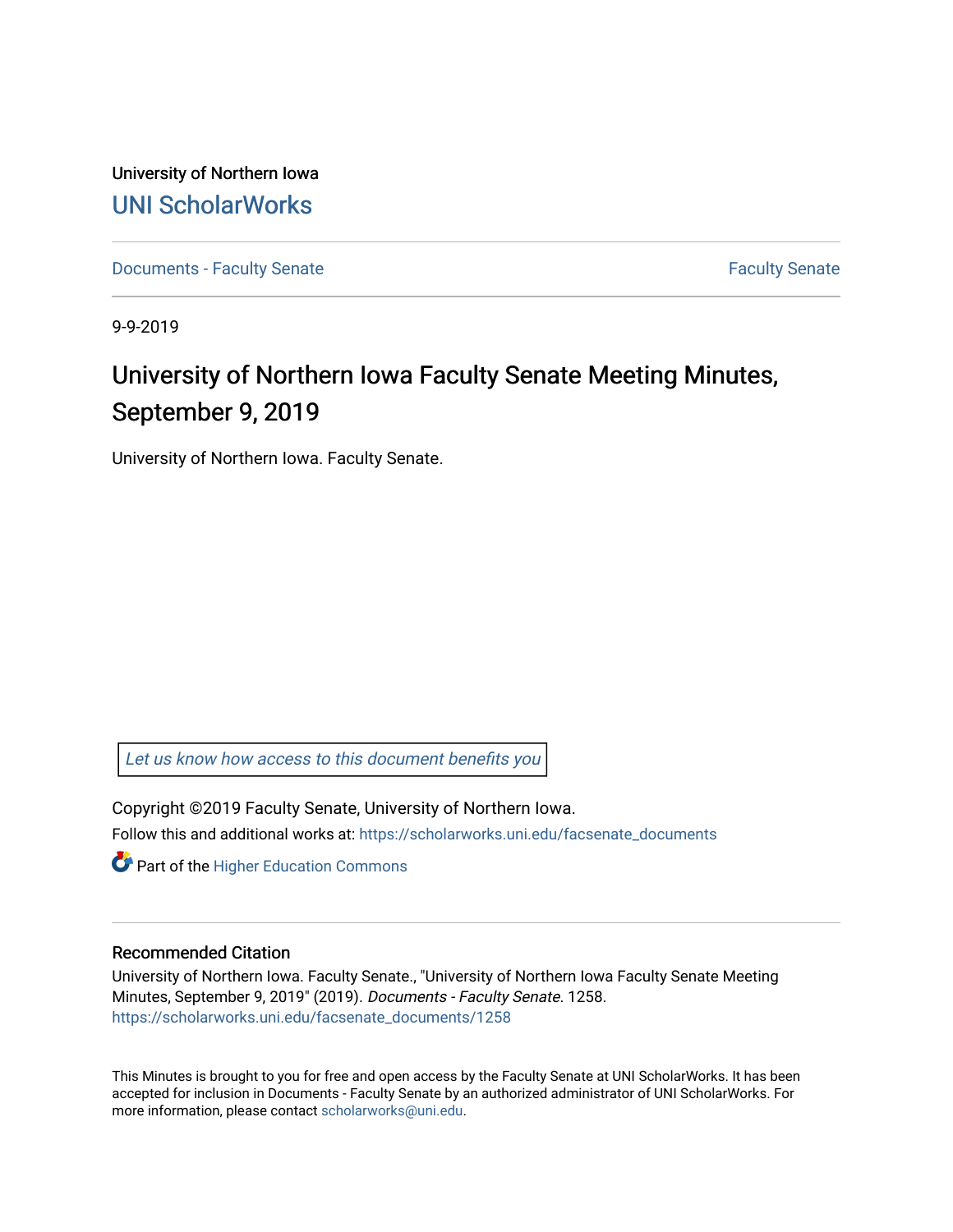University of Northern Iowa

# UNI ScholarWorks

Documents - Faculty Senate | Faculty Senate

9-9-2019

# University of Northern Iowa Faculty Senate Meeting Minutes, September 9, 2019

University of Northern Iowa. Faculty Senate.

*Let us know how access to this document benefits you*

Copyright ©2019 Faculty Senate, University of Northern Iowa.

Follow this and additional works at: https://scholarworks.uni.edu/facsenate_documents

Part of the Higher Education Commons

## Recommended Citation

University of Northern Iowa. Faculty Senate., "University of Northern Iowa Faculty Senate Meeting Minutes, September 9, 2019" (2019). *Documents - Faculty Senate*. 1258.
https://scholarworks.uni.edu/facsenate_documents/1258

This Minutes is brought to you for free and open access by the Faculty Senate at UNI ScholarWorks. It has been accepted for inclusion in Documents - Faculty Senate by an authorized administrator of UNI ScholarWorks. For more information, please contact scholarworks@uni.edu.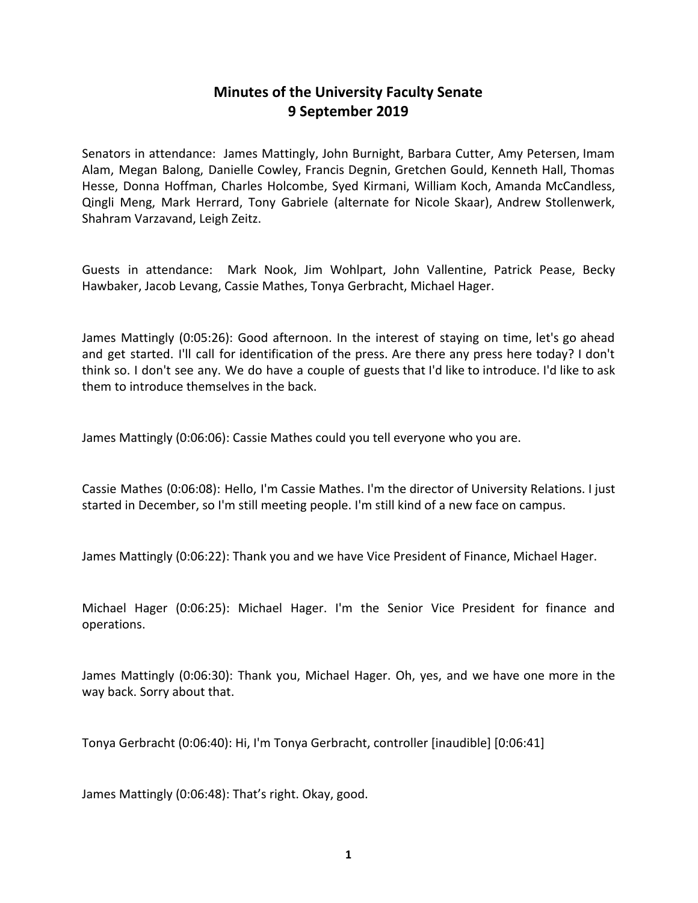# Minutes of the University Faculty Senate
# 9 September 2019

Senators in attendance: James Mattingly, John Burnight, Barbara Cutter, Amy Petersen, Imam Alam, Megan Balong, Danielle Cowley, Francis Degnin, Gretchen Gould, Kenneth Hall, Thomas Hesse, Donna Hoffman, Charles Holcombe, Syed Kirmani, William Koch, Amanda McCandless, Qingli Meng, Mark Herrard, Tony Gabriele (alternate for Nicole Skaar), Andrew Stollenwerk, Shahram Varzavand, Leigh Zeitz.

Guests in attendance: Mark Nook, Jim Wohlpart, John Vallentine, Patrick Pease, Becky Hawbaker, Jacob Levang, Cassie Mathes, Tonya Gerbracht, Michael Hager.

James Mattingly (0:05:26): Good afternoon. In the interest of staying on time, let's go ahead and get started. I'll call for identification of the press. Are there any press here today? I don't think so. I don't see any. We do have a couple of guests that I'd like to introduce. I'd like to ask them to introduce themselves in the back.

James Mattingly (0:06:06): Cassie Mathes could you tell everyone who you are.

Cassie Mathes (0:06:08): Hello, I'm Cassie Mathes. I'm the director of University Relations. I just started in December, so I'm still meeting people. I'm still kind of a new face on campus.

James Mattingly (0:06:22): Thank you and we have Vice President of Finance, Michael Hager.

Michael Hager (0:06:25): Michael Hager. I'm the Senior Vice President for finance and operations.

James Mattingly (0:06:30): Thank you, Michael Hager. Oh, yes, and we have one more in the way back. Sorry about that.

Tonya Gerbracht (0:06:40): Hi, I'm Tonya Gerbracht, controller [inaudible] [0:06:41]

James Mattingly (0:06:48): That's right. Okay, good.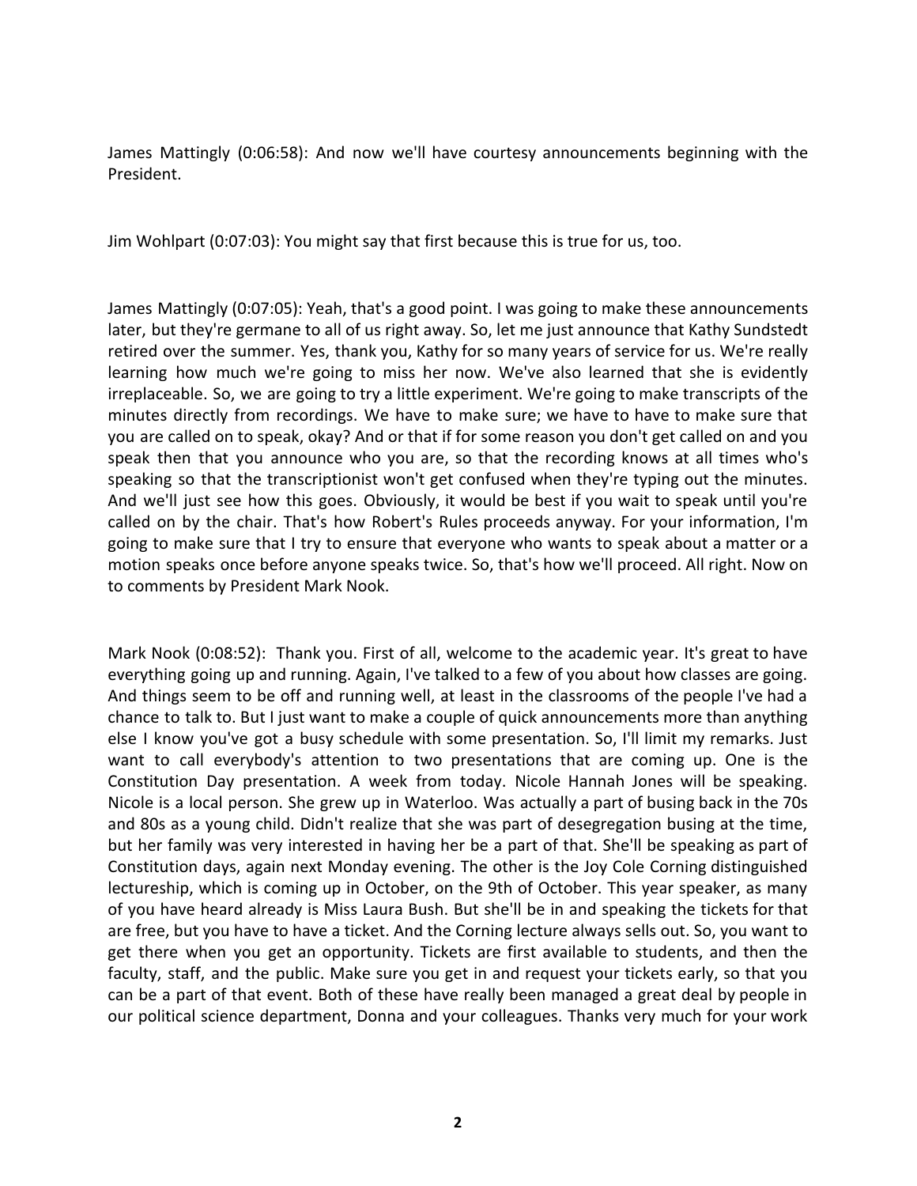James Mattingly (0:06:58): And now we'll have courtesy announcements beginning with the President.

Jim Wohlpart (0:07:03): You might say that first because this is true for us, too.

James Mattingly (0:07:05): Yeah, that's a good point. I was going to make these announcements later, but they're germane to all of us right away. So, let me just announce that Kathy Sundstedt retired over the summer. Yes, thank you, Kathy for so many years of service for us. We're really learning how much we're going to miss her now. We've also learned that she is evidently irreplaceable. So, we are going to try a little experiment. We're going to make transcripts of the minutes directly from recordings. We have to make sure; we have to have to make sure that you are called on to speak, okay? And or that if for some reason you don't get called on and you speak then that you announce who you are, so that the recording knows at all times who's speaking so that the transcriptionist won't get confused when they're typing out the minutes. And we'll just see how this goes. Obviously, it would be best if you wait to speak until you're called on by the chair. That's how Robert's Rules proceeds anyway. For your information, I'm going to make sure that I try to ensure that everyone who wants to speak about a matter or a motion speaks once before anyone speaks twice. So, that's how we'll proceed. All right. Now on to comments by President Mark Nook.

Mark Nook (0:08:52): Thank you. First of all, welcome to the academic year. It's great to have everything going up and running. Again, I've talked to a few of you about how classes are going. And things seem to be off and running well, at least in the classrooms of the people I've had a chance to talk to. But I just want to make a couple of quick announcements more than anything else I know you've got a busy schedule with some presentation. So, I'll limit my remarks. Just want to call everybody's attention to two presentations that are coming up. One is the Constitution Day presentation. A week from today. Nicole Hannah Jones will be speaking. Nicole is a local person. She grew up in Waterloo. Was actually a part of busing back in the 70s and 80s as a young child. Didn't realize that she was part of desegregation busing at the time, but her family was very interested in having her be a part of that. She'll be speaking as part of Constitution days, again next Monday evening. The other is the Joy Cole Corning distinguished lectureship, which is coming up in October, on the 9th of October. This year speaker, as many of you have heard already is Miss Laura Bush. But she'll be in and speaking the tickets for that are free, but you have to have a ticket. And the Corning lecture always sells out. So, you want to get there when you get an opportunity. Tickets are first available to students, and then the faculty, staff, and the public. Make sure you get in and request your tickets early, so that you can be a part of that event. Both of these have really been managed a great deal by people in our political science department, Donna and your colleagues. Thanks very much for your work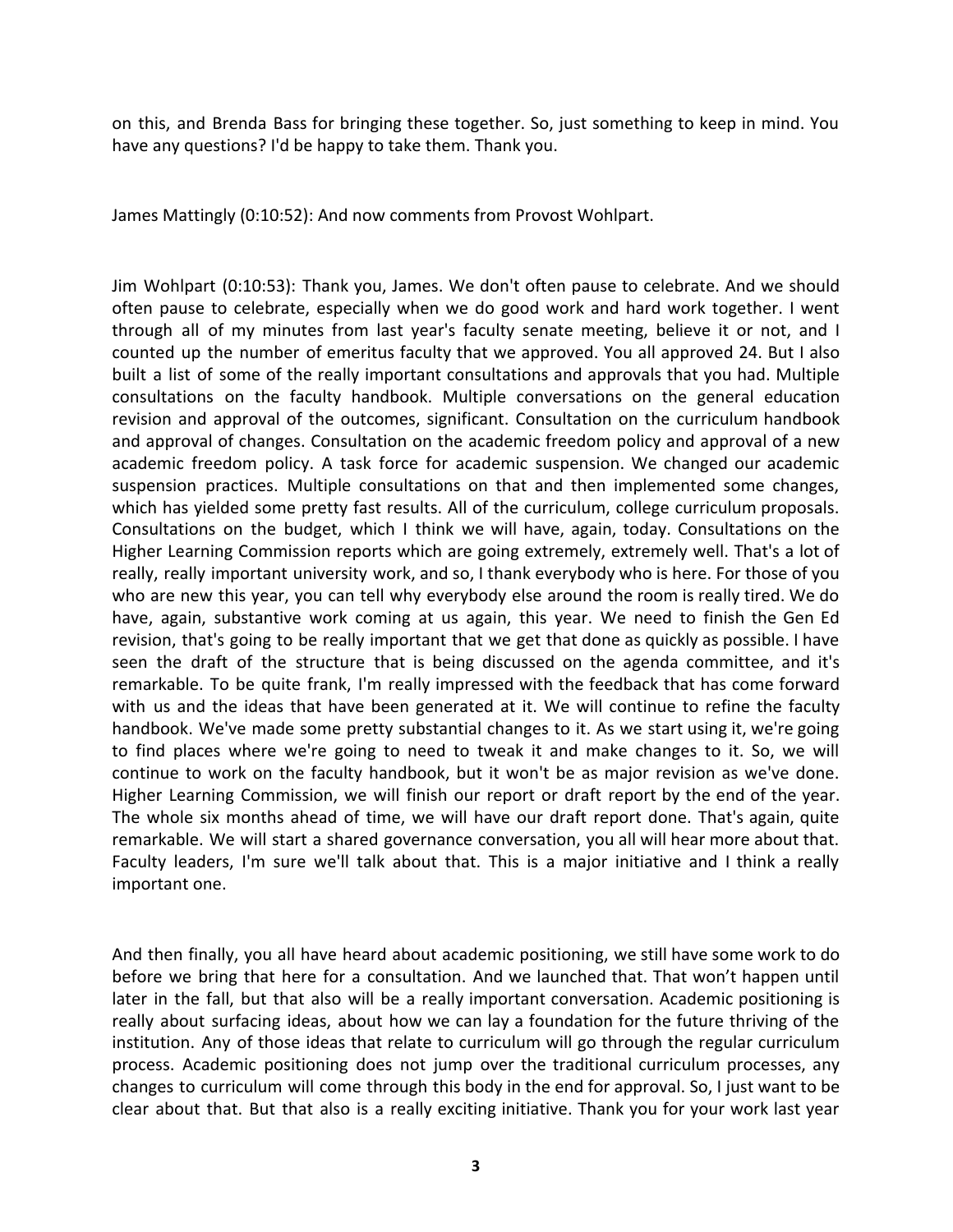on this, and Brenda Bass for bringing these together. So, just something to keep in mind. You have any questions? I'd be happy to take them. Thank you.

James Mattingly (0:10:52): And now comments from Provost Wohlpart.

Jim Wohlpart (0:10:53): Thank you, James. We don't often pause to celebrate. And we should often pause to celebrate, especially when we do good work and hard work together. I went through all of my minutes from last year's faculty senate meeting, believe it or not, and I counted up the number of emeritus faculty that we approved. You all approved 24. But I also built a list of some of the really important consultations and approvals that you had. Multiple consultations on the faculty handbook. Multiple conversations on the general education revision and approval of the outcomes, significant. Consultation on the curriculum handbook and approval of changes. Consultation on the academic freedom policy and approval of a new academic freedom policy. A task force for academic suspension. We changed our academic suspension practices. Multiple consultations on that and then implemented some changes, which has yielded some pretty fast results. All of the curriculum, college curriculum proposals. Consultations on the budget, which I think we will have, again, today. Consultations on the Higher Learning Commission reports which are going extremely, extremely well. That's a lot of really, really important university work, and so, I thank everybody who is here. For those of you who are new this year, you can tell why everybody else around the room is really tired. We do have, again, substantive work coming at us again, this year. We need to finish the Gen Ed revision, that's going to be really important that we get that done as quickly as possible. I have seen the draft of the structure that is being discussed on the agenda committee, and it's remarkable. To be quite frank, I'm really impressed with the feedback that has come forward with us and the ideas that have been generated at it. We will continue to refine the faculty handbook. We've made some pretty substantial changes to it. As we start using it, we're going to find places where we're going to need to tweak it and make changes to it. So, we will continue to work on the faculty handbook, but it won't be as major revision as we've done. Higher Learning Commission, we will finish our report or draft report by the end of the year. The whole six months ahead of time, we will have our draft report done. That's again, quite remarkable. We will start a shared governance conversation, you all will hear more about that. Faculty leaders, I'm sure we'll talk about that. This is a major initiative and I think a really important one.

And then finally, you all have heard about academic positioning, we still have some work to do before we bring that here for a consultation. And we launched that. That won't happen until later in the fall, but that also will be a really important conversation. Academic positioning is really about surfacing ideas, about how we can lay a foundation for the future thriving of the institution. Any of those ideas that relate to curriculum will go through the regular curriculum process. Academic positioning does not jump over the traditional curriculum processes, any changes to curriculum will come through this body in the end for approval. So, I just want to be clear about that. But that also is a really exciting initiative. Thank you for your work last year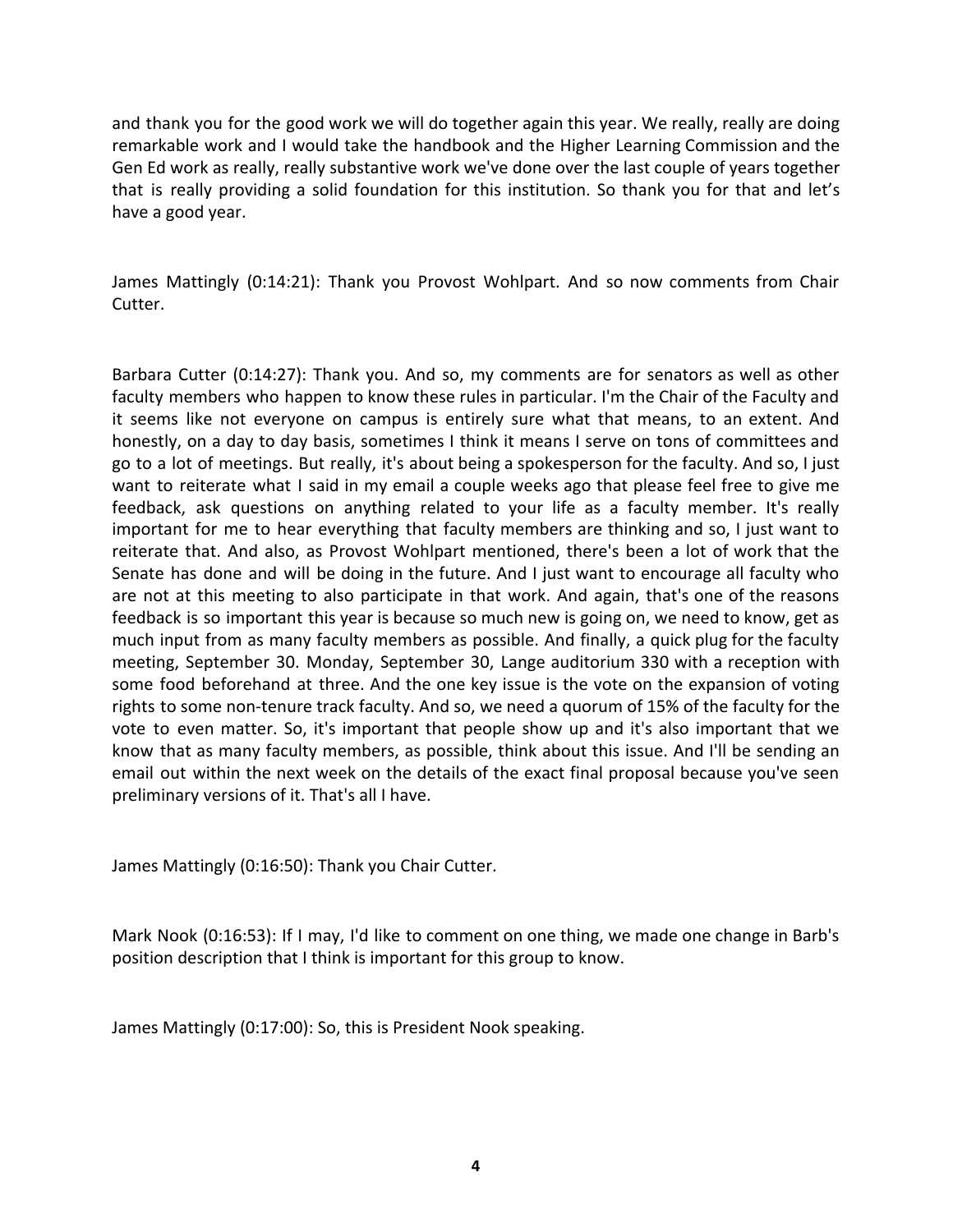and thank you for the good work we will do together again this year. We really, really are doing remarkable work and I would take the handbook and the Higher Learning Commission and the Gen Ed work as really, really substantive work we've done over the last couple of years together that is really providing a solid foundation for this institution. So thank you for that and let's have a good year.

James Mattingly (0:14:21): Thank you Provost Wohlpart. And so now comments from Chair Cutter.

Barbara Cutter (0:14:27): Thank you. And so, my comments are for senators as well as other faculty members who happen to know these rules in particular. I'm the Chair of the Faculty and it seems like not everyone on campus is entirely sure what that means, to an extent. And honestly, on a day to day basis, sometimes I think it means I serve on tons of committees and go to a lot of meetings. But really, it's about being a spokesperson for the faculty. And so, I just want to reiterate what I said in my email a couple weeks ago that please feel free to give me feedback, ask questions on anything related to your life as a faculty member. It's really important for me to hear everything that faculty members are thinking and so, I just want to reiterate that. And also, as Provost Wohlpart mentioned, there's been a lot of work that the Senate has done and will be doing in the future. And I just want to encourage all faculty who are not at this meeting to also participate in that work. And again, that's one of the reasons feedback is so important this year is because so much new is going on, we need to know, get as much input from as many faculty members as possible. And finally, a quick plug for the faculty meeting, September 30. Monday, September 30, Lange auditorium 330 with a reception with some food beforehand at three. And the one key issue is the vote on the expansion of voting rights to some non-tenure track faculty. And so, we need a quorum of 15% of the faculty for the vote to even matter. So, it's important that people show up and it's also important that we know that as many faculty members, as possible, think about this issue. And I'll be sending an email out within the next week on the details of the exact final proposal because you've seen preliminary versions of it. That's all I have.

James Mattingly (0:16:50): Thank you Chair Cutter.

Mark Nook (0:16:53): If I may, I'd like to comment on one thing, we made one change in Barb's position description that I think is important for this group to know.

James Mattingly (0:17:00): So, this is President Nook speaking.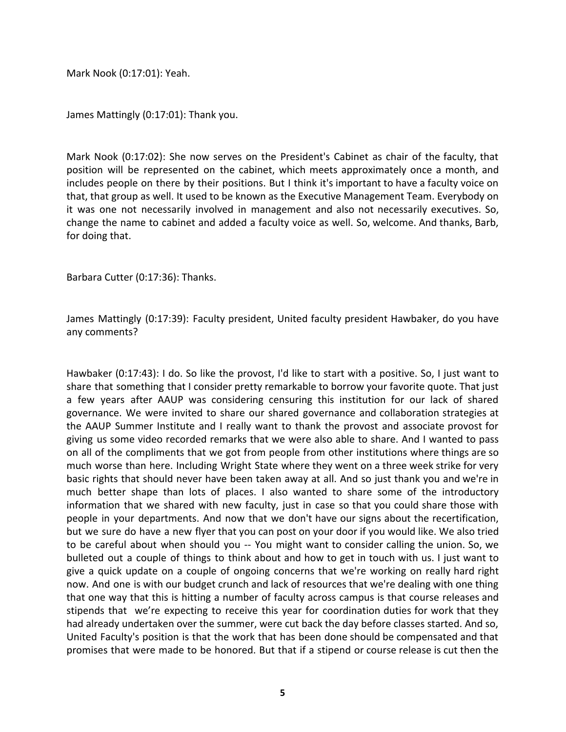Mark Nook (0:17:01): Yeah.

James Mattingly (0:17:01): Thank you.

Mark Nook (0:17:02): She now serves on the President's Cabinet as chair of the faculty, that position will be represented on the cabinet, which meets approximately once a month, and includes people on there by their positions. But I think it's important to have a faculty voice on that, that group as well. It used to be known as the Executive Management Team. Everybody on it was one not necessarily involved in management and also not necessarily executives. So, change the name to cabinet and added a faculty voice as well. So, welcome. And thanks, Barb, for doing that.

Barbara Cutter (0:17:36): Thanks.

James Mattingly (0:17:39): Faculty president, United faculty president Hawbaker, do you have any comments?

Hawbaker (0:17:43): I do. So like the provost, I'd like to start with a positive. So, I just want to share that something that I consider pretty remarkable to borrow your favorite quote. That just a few years after AAUP was considering censuring this institution for our lack of shared governance. We were invited to share our shared governance and collaboration strategies at the AAUP Summer Institute and I really want to thank the provost and associate provost for giving us some video recorded remarks that we were also able to share. And I wanted to pass on all of the compliments that we got from people from other institutions where things are so much worse than here. Including Wright State where they went on a three week strike for very basic rights that should never have been taken away at all. And so just thank you and we're in much better shape than lots of places. I also wanted to share some of the introductory information that we shared with new faculty, just in case so that you could share those with people in your departments. And now that we don't have our signs about the recertification, but we sure do have a new flyer that you can post on your door if you would like. We also tried to be careful about when should you -- You might want to consider calling the union. So, we bulleted out a couple of things to think about and how to get in touch with us. I just want to give a quick update on a couple of ongoing concerns that we're working on really hard right now. And one is with our budget crunch and lack of resources that we're dealing with one thing that one way that this is hitting a number of faculty across campus is that course releases and stipends that we're expecting to receive this year for coordination duties for work that they had already undertaken over the summer, were cut back the day before classes started. And so, United Faculty's position is that the work that has been done should be compensated and that promises that were made to be honored. But that if a stipend or course release is cut then the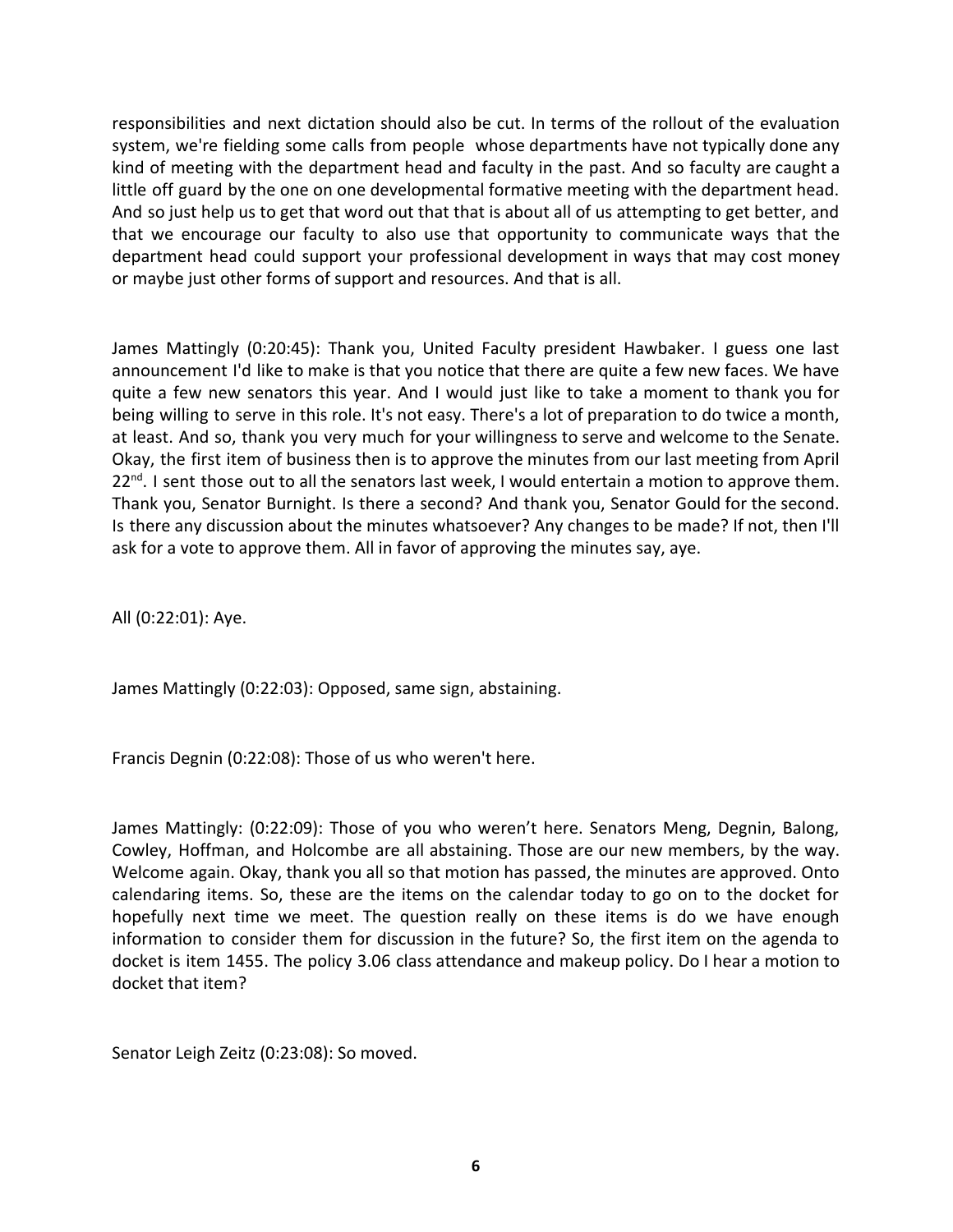responsibilities and next dictation should also be cut. In terms of the rollout of the evaluation system, we're fielding some calls from people whose departments have not typically done any kind of meeting with the department head and faculty in the past. And so faculty are caught a little off guard by the one on one developmental formative meeting with the department head. And so just help us to get that word out that that is about all of us attempting to get better, and that we encourage our faculty to also use that opportunity to communicate ways that the department head could support your professional development in ways that may cost money or maybe just other forms of support and resources. And that is all.

James Mattingly (0:20:45): Thank you, United Faculty president Hawbaker. I guess one last announcement I'd like to make is that you notice that there are quite a few new faces. We have quite a few new senators this year. And I would just like to take a moment to thank you for being willing to serve in this role. It's not easy. There's a lot of preparation to do twice a month, at least. And so, thank you very much for your willingness to serve and welcome to the Senate. Okay, the first item of business then is to approve the minutes from our last meeting from April 22nd. I sent those out to all the senators last week, I would entertain a motion to approve them. Thank you, Senator Burnight. Is there a second? And thank you, Senator Gould for the second. Is there any discussion about the minutes whatsoever? Any changes to be made? If not, then I'll ask for a vote to approve them. All in favor of approving the minutes say, aye.

All (0:22:01): Aye.

James Mattingly (0:22:03): Opposed, same sign, abstaining.

Francis Degnin (0:22:08): Those of us who weren't here.

James Mattingly: (0:22:09): Those of you who weren't here. Senators Meng, Degnin, Balong, Cowley, Hoffman, and Holcombe are all abstaining. Those are our new members, by the way. Welcome again. Okay, thank you all so that motion has passed, the minutes are approved. Onto calendaring items. So, these are the items on the calendar today to go on to the docket for hopefully next time we meet. The question really on these items is do we have enough information to consider them for discussion in the future? So, the first item on the agenda to docket is item 1455. The policy 3.06 class attendance and makeup policy. Do I hear a motion to docket that item?

Senator Leigh Zeitz (0:23:08): So moved.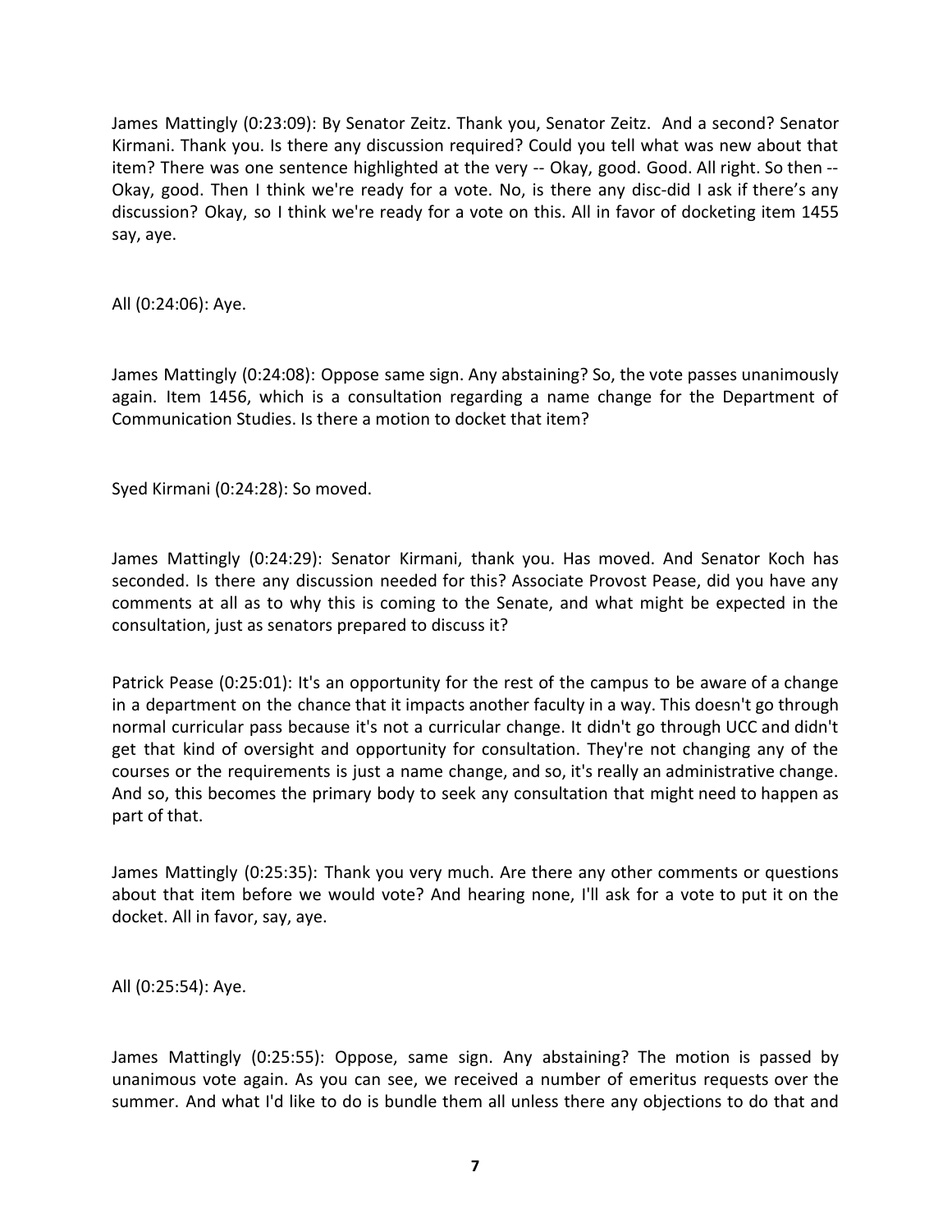James Mattingly (0:23:09): By Senator Zeitz. Thank you, Senator Zeitz. And a second? Senator Kirmani. Thank you. Is there any discussion required? Could you tell what was new about that item? There was one sentence highlighted at the very -- Okay, good. Good. All right. So then -- Okay, good. Then I think we're ready for a vote. No, is there any disc-did I ask if there's any discussion? Okay, so I think we're ready for a vote on this. All in favor of docketing item 1455 say, aye.

All (0:24:06): Aye.

James Mattingly (0:24:08): Oppose same sign. Any abstaining? So, the vote passes unanimously again. Item 1456, which is a consultation regarding a name change for the Department of Communication Studies. Is there a motion to docket that item?

Syed Kirmani (0:24:28): So moved.

James Mattingly (0:24:29): Senator Kirmani, thank you. Has moved. And Senator Koch has seconded. Is there any discussion needed for this? Associate Provost Pease, did you have any comments at all as to why this is coming to the Senate, and what might be expected in the consultation, just as senators prepared to discuss it?

Patrick Pease (0:25:01): It's an opportunity for the rest of the campus to be aware of a change in a department on the chance that it impacts another faculty in a way. This doesn't go through normal curricular pass because it's not a curricular change. It didn't go through UCC and didn't get that kind of oversight and opportunity for consultation. They're not changing any of the courses or the requirements is just a name change, and so, it's really an administrative change. And so, this becomes the primary body to seek any consultation that might need to happen as part of that.

James Mattingly (0:25:35): Thank you very much. Are there any other comments or questions about that item before we would vote? And hearing none, I'll ask for a vote to put it on the docket. All in favor, say, aye.

All (0:25:54): Aye.

James Mattingly (0:25:55): Oppose, same sign. Any abstaining? The motion is passed by unanimous vote again. As you can see, we received a number of emeritus requests over the summer. And what I'd like to do is bundle them all unless there any objections to do that and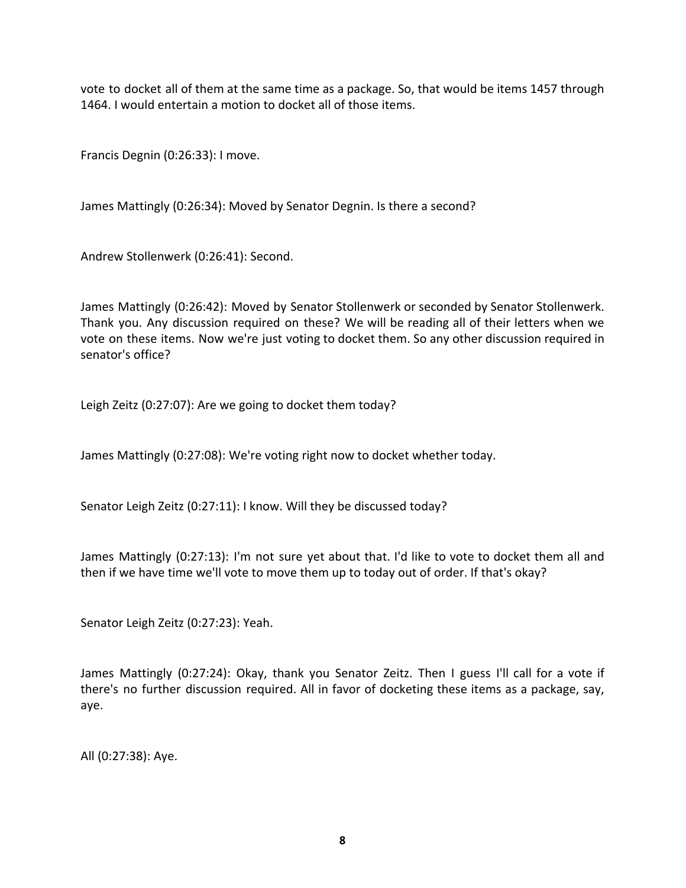vote to docket all of them at the same time as a package. So, that would be items 1457 through 1464. I would entertain a motion to docket all of those items.

Francis Degnin (0:26:33): I move.

James Mattingly (0:26:34): Moved by Senator Degnin. Is there a second?

Andrew Stollenwerk (0:26:41): Second.

James Mattingly (0:26:42): Moved by Senator Stollenwerk or seconded by Senator Stollenwerk. Thank you. Any discussion required on these? We will be reading all of their letters when we vote on these items. Now we're just voting to docket them. So any other discussion required in senator's office?

Leigh Zeitz (0:27:07): Are we going to docket them today?

James Mattingly (0:27:08): We're voting right now to docket whether today.

Senator Leigh Zeitz (0:27:11): I know. Will they be discussed today?

James Mattingly (0:27:13): I'm not sure yet about that. I'd like to vote to docket them all and then if we have time we'll vote to move them up to today out of order. If that's okay?

Senator Leigh Zeitz (0:27:23): Yeah.

James Mattingly (0:27:24): Okay, thank you Senator Zeitz. Then I guess I'll call for a vote if there's no further discussion required. All in favor of docketing these items as a package, say, aye.

All (0:27:38): Aye.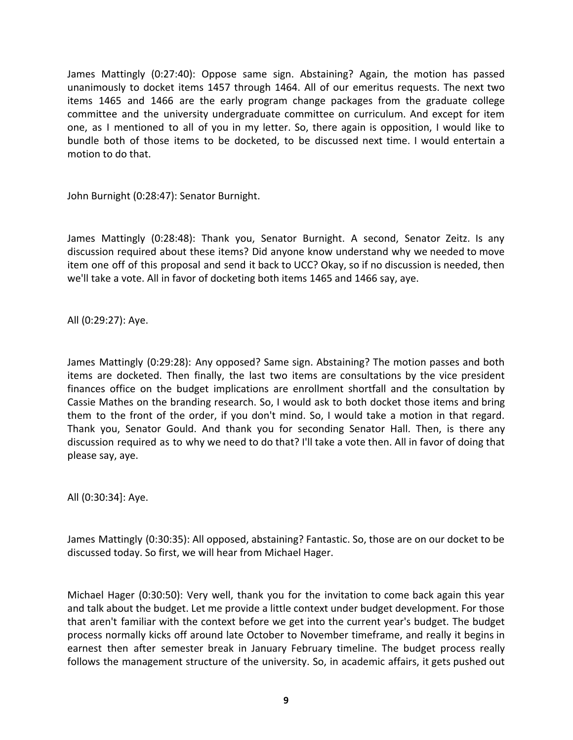James Mattingly (0:27:40): Oppose same sign. Abstaining? Again, the motion has passed unanimously to docket items 1457 through 1464. All of our emeritus requests. The next two items 1465 and 1466 are the early program change packages from the graduate college committee and the university undergraduate committee on curriculum. And except for item one, as I mentioned to all of you in my letter. So, there again is opposition, I would like to bundle both of those items to be docketed, to be discussed next time. I would entertain a motion to do that.

John Burnight (0:28:47): Senator Burnight.

James Mattingly (0:28:48): Thank you, Senator Burnight. A second, Senator Zeitz. Is any discussion required about these items? Did anyone know understand why we needed to move item one off of this proposal and send it back to UCC? Okay, so if no discussion is needed, then we'll take a vote. All in favor of docketing both items 1465 and 1466 say, aye.

All (0:29:27): Aye.

James Mattingly (0:29:28): Any opposed? Same sign. Abstaining? The motion passes and both items are docketed. Then finally, the last two items are consultations by the vice president finances office on the budget implications are enrollment shortfall and the consultation by Cassie Mathes on the branding research. So, I would ask to both docket those items and bring them to the front of the order, if you don't mind. So, I would take a motion in that regard. Thank you, Senator Gould. And thank you for seconding Senator Hall. Then, is there any discussion required as to why we need to do that? I'll take a vote then. All in favor of doing that please say, aye.

All (0:30:34]: Aye.

James Mattingly (0:30:35): All opposed, abstaining? Fantastic. So, those are on our docket to be discussed today. So first, we will hear from Michael Hager.

Michael Hager (0:30:50): Very well, thank you for the invitation to come back again this year and talk about the budget. Let me provide a little context under budget development. For those that aren't familiar with the context before we get into the current year's budget. The budget process normally kicks off around late October to November timeframe, and really it begins in earnest then after semester break in January February timeline. The budget process really follows the management structure of the university. So, in academic affairs, it gets pushed out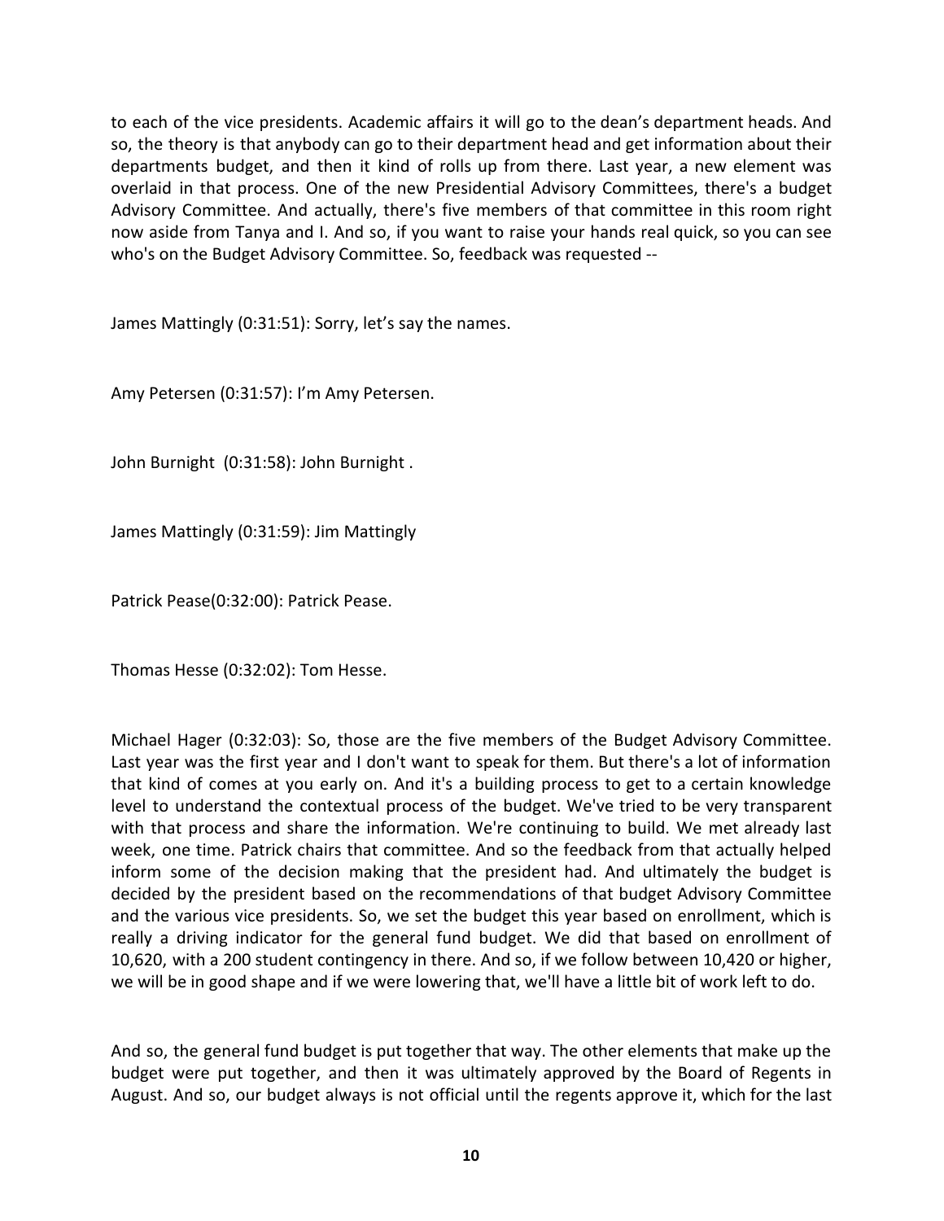to each of the vice presidents. Academic affairs it will go to the dean's department heads. And so, the theory is that anybody can go to their department head and get information about their departments budget, and then it kind of rolls up from there. Last year, a new element was overlaid in that process. One of the new Presidential Advisory Committees, there's a budget Advisory Committee. And actually, there's five members of that committee in this room right now aside from Tanya and I. And so, if you want to raise your hands real quick, so you can see who's on the Budget Advisory Committee. So, feedback was requested --

James Mattingly (0:31:51): Sorry, let's say the names.

Amy Petersen (0:31:57): I'm Amy Petersen.

John Burnight (0:31:58): John Burnight .

James Mattingly (0:31:59): Jim Mattingly

Patrick Pease(0:32:00): Patrick Pease.

Thomas Hesse (0:32:02): Tom Hesse.

Michael Hager (0:32:03): So, those are the five members of the Budget Advisory Committee. Last year was the first year and I don't want to speak for them. But there's a lot of information that kind of comes at you early on. And it's a building process to get to a certain knowledge level to understand the contextual process of the budget. We've tried to be very transparent with that process and share the information. We're continuing to build. We met already last week, one time. Patrick chairs that committee. And so the feedback from that actually helped inform some of the decision making that the president had. And ultimately the budget is decided by the president based on the recommendations of that budget Advisory Committee and the various vice presidents. So, we set the budget this year based on enrollment, which is really a driving indicator for the general fund budget. We did that based on enrollment of 10,620, with a 200 student contingency in there. And so, if we follow between 10,420 or higher, we will be in good shape and if we were lowering that, we'll have a little bit of work left to do.

And so, the general fund budget is put together that way. The other elements that make up the budget were put together, and then it was ultimately approved by the Board of Regents in August. And so, our budget always is not official until the regents approve it, which for the last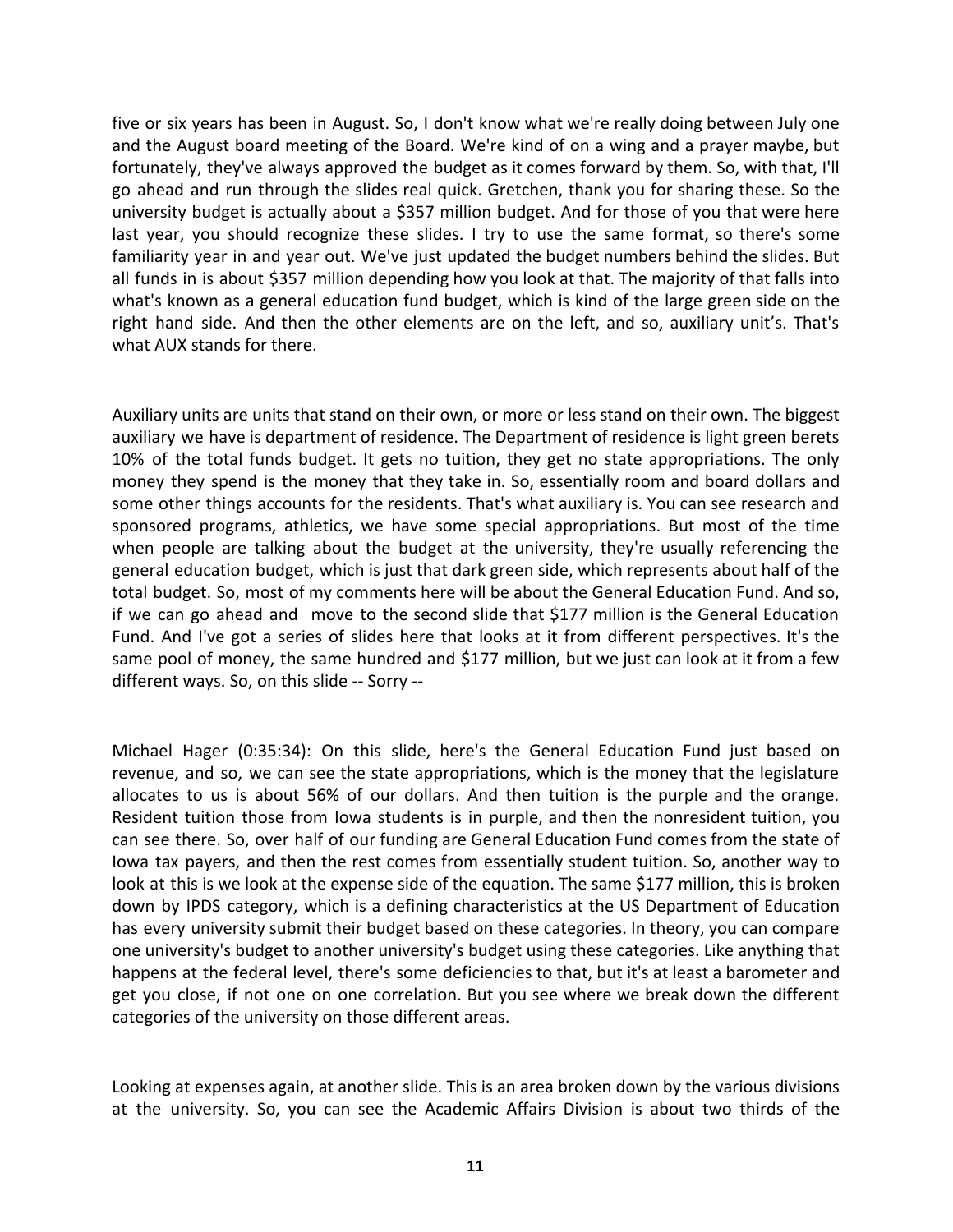five or six years has been in August. So, I don't know what we're really doing between July one and the August board meeting of the Board. We're kind of on a wing and a prayer maybe, but fortunately, they've always approved the budget as it comes forward by them. So, with that, I'll go ahead and run through the slides real quick. Gretchen, thank you for sharing these. So the university budget is actually about a $357 million budget. And for those of you that were here last year, you should recognize these slides. I try to use the same format, so there's some familiarity year in and year out. We've just updated the budget numbers behind the slides. But all funds in is about $357 million depending how you look at that. The majority of that falls into what's known as a general education fund budget, which is kind of the large green side on the right hand side. And then the other elements are on the left, and so, auxiliary unit's. That's what AUX stands for there.

Auxiliary units are units that stand on their own, or more or less stand on their own. The biggest auxiliary we have is department of residence. The Department of residence is light green berets 10% of the total funds budget. It gets no tuition, they get no state appropriations. The only money they spend is the money that they take in. So, essentially room and board dollars and some other things accounts for the residents. That's what auxiliary is. You can see research and sponsored programs, athletics, we have some special appropriations. But most of the time when people are talking about the budget at the university, they're usually referencing the general education budget, which is just that dark green side, which represents about half of the total budget. So, most of my comments here will be about the General Education Fund. And so, if we can go ahead and move to the second slide that $177 million is the General Education Fund. And I've got a series of slides here that looks at it from different perspectives. It's the same pool of money, the same hundred and $177 million, but we just can look at it from a few different ways. So, on this slide -- Sorry --

Michael Hager (0:35:34): On this slide, here's the General Education Fund just based on revenue, and so, we can see the state appropriations, which is the money that the legislature allocates to us is about 56% of our dollars. And then tuition is the purple and the orange. Resident tuition those from Iowa students is in purple, and then the nonresident tuition, you can see there. So, over half of our funding are General Education Fund comes from the state of Iowa tax payers, and then the rest comes from essentially student tuition. So, another way to look at this is we look at the expense side of the equation. The same $177 million, this is broken down by IPDS category, which is a defining characteristics at the US Department of Education has every university submit their budget based on these categories. In theory, you can compare one university's budget to another university's budget using these categories. Like anything that happens at the federal level, there's some deficiencies to that, but it's at least a barometer and get you close, if not one on one correlation. But you see where we break down the different categories of the university on those different areas.

Looking at expenses again, at another slide. This is an area broken down by the various divisions at the university. So, you can see the Academic Affairs Division is about two thirds of the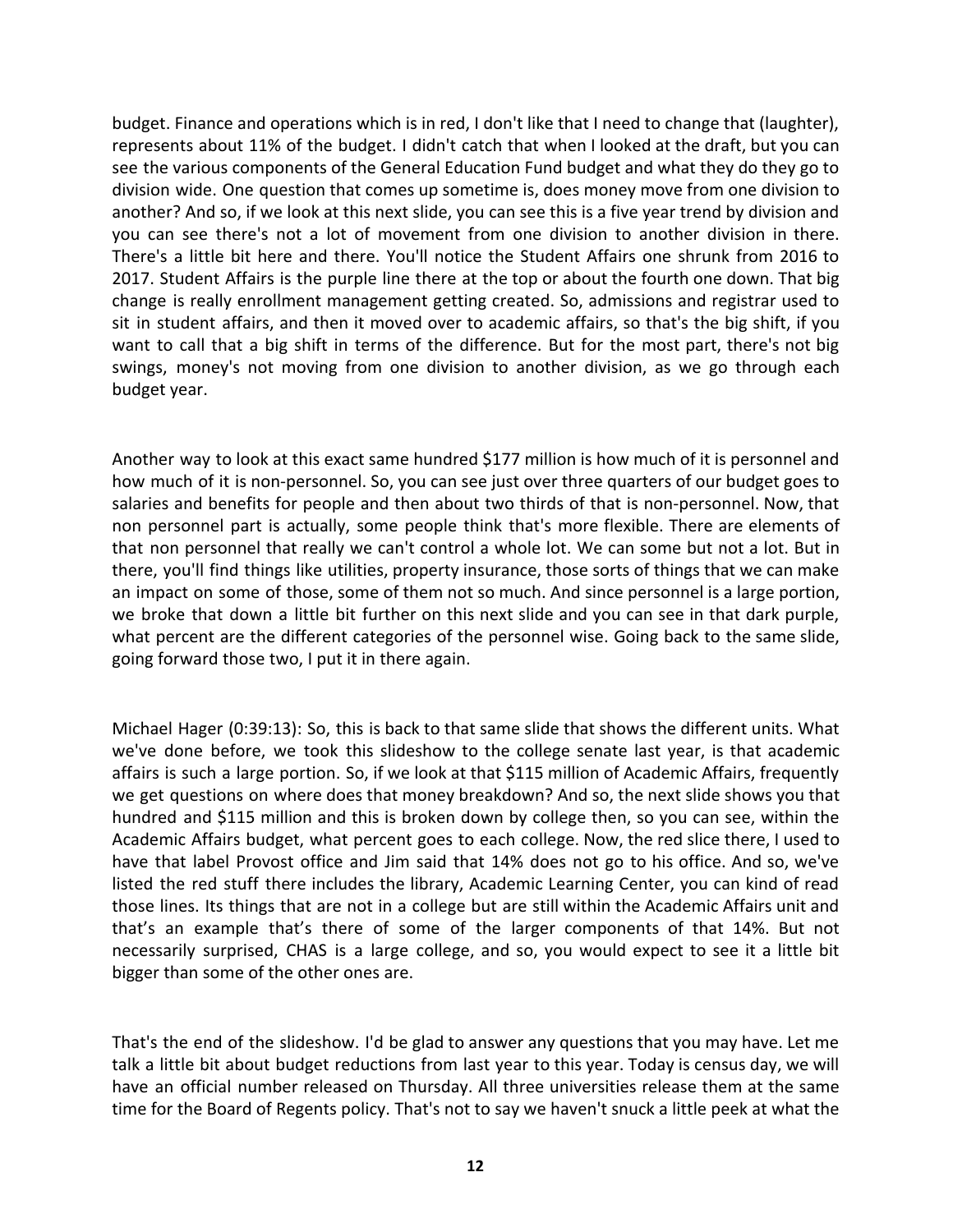budget. Finance and operations which is in red, I don't like that I need to change that (laughter), represents about 11% of the budget. I didn't catch that when I looked at the draft, but you can see the various components of the General Education Fund budget and what they do they go to division wide. One question that comes up sometime is, does money move from one division to another? And so, if we look at this next slide, you can see this is a five year trend by division and you can see there's not a lot of movement from one division to another division in there. There's a little bit here and there. You'll notice the Student Affairs one shrunk from 2016 to 2017. Student Affairs is the purple line there at the top or about the fourth one down. That big change is really enrollment management getting created. So, admissions and registrar used to sit in student affairs, and then it moved over to academic affairs, so that's the big shift, if you want to call that a big shift in terms of the difference. But for the most part, there's not big swings, money's not moving from one division to another division, as we go through each budget year.

Another way to look at this exact same hundred $177 million is how much of it is personnel and how much of it is non-personnel. So, you can see just over three quarters of our budget goes to salaries and benefits for people and then about two thirds of that is non-personnel. Now, that non personnel part is actually, some people think that's more flexible. There are elements of that non personnel that really we can't control a whole lot. We can some but not a lot. But in there, you'll find things like utilities, property insurance, those sorts of things that we can make an impact on some of those, some of them not so much. And since personnel is a large portion, we broke that down a little bit further on this next slide and you can see in that dark purple, what percent are the different categories of the personnel wise. Going back to the same slide, going forward those two, I put it in there again.

Michael Hager (0:39:13): So, this is back to that same slide that shows the different units. What we've done before, we took this slideshow to the college senate last year, is that academic affairs is such a large portion. So, if we look at that $115 million of Academic Affairs, frequently we get questions on where does that money breakdown? And so, the next slide shows you that hundred and $115 million and this is broken down by college then, so you can see, within the Academic Affairs budget, what percent goes to each college. Now, the red slice there, I used to have that label Provost office and Jim said that 14% does not go to his office. And so, we've listed the red stuff there includes the library, Academic Learning Center, you can kind of read those lines. Its things that are not in a college but are still within the Academic Affairs unit and that's an example that's there of some of the larger components of that 14%. But not necessarily surprised, CHAS is a large college, and so, you would expect to see it a little bit bigger than some of the other ones are.

That's the end of the slideshow. I'd be glad to answer any questions that you may have. Let me talk a little bit about budget reductions from last year to this year. Today is census day, we will have an official number released on Thursday. All three universities release them at the same time for the Board of Regents policy. That's not to say we haven't snuck a little peek at what the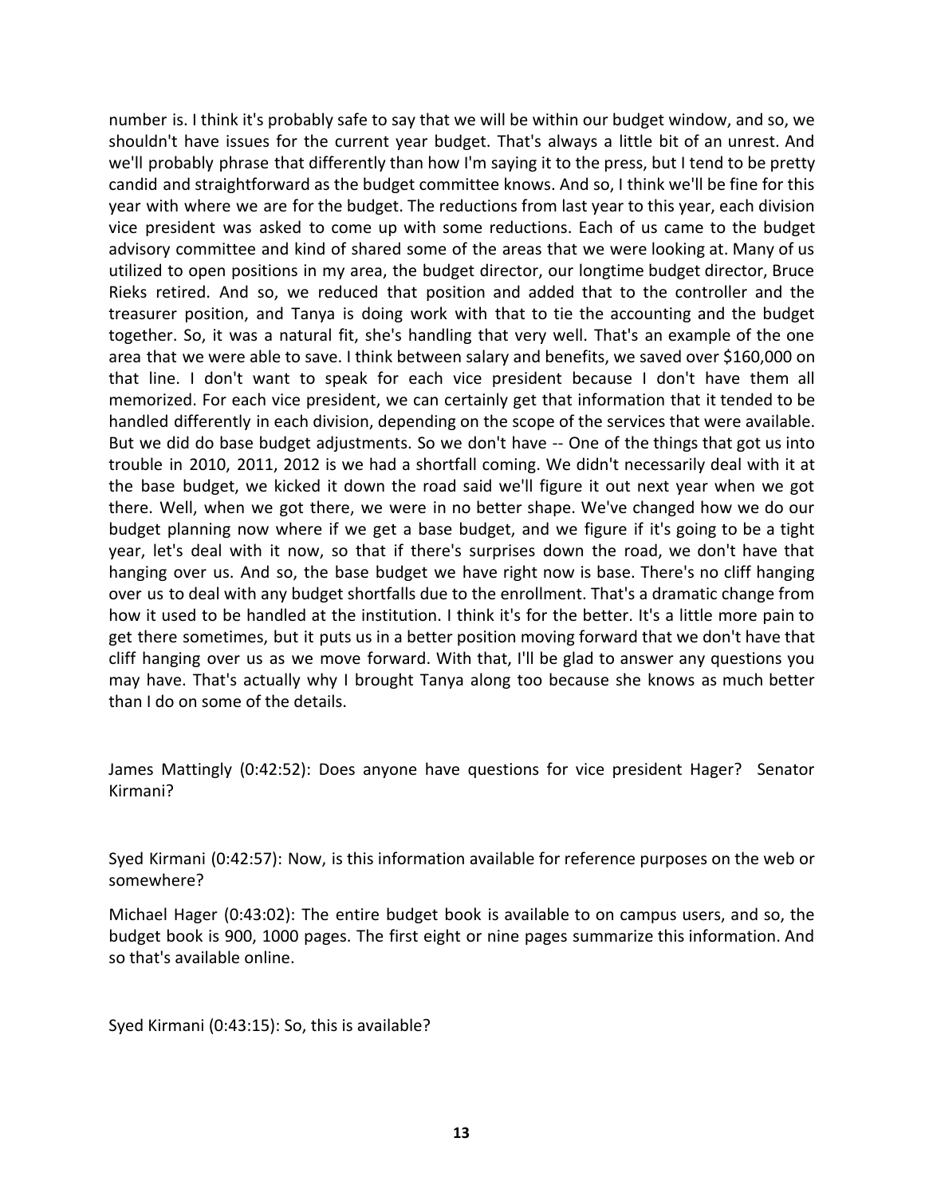number is. I think it's probably safe to say that we will be within our budget window, and so, we shouldn't have issues for the current year budget. That's always a little bit of an unrest. And we'll probably phrase that differently than how I'm saying it to the press, but I tend to be pretty candid and straightforward as the budget committee knows. And so, I think we'll be fine for this year with where we are for the budget. The reductions from last year to this year, each division vice president was asked to come up with some reductions. Each of us came to the budget advisory committee and kind of shared some of the areas that we were looking at. Many of us utilized to open positions in my area, the budget director, our longtime budget director, Bruce Rieks retired. And so, we reduced that position and added that to the controller and the treasurer position, and Tanya is doing work with that to tie the accounting and the budget together. So, it was a natural fit, she's handling that very well. That's an example of the one area that we were able to save. I think between salary and benefits, we saved over $160,000 on that line. I don't want to speak for each vice president because I don't have them all memorized. For each vice president, we can certainly get that information that it tended to be handled differently in each division, depending on the scope of the services that were available. But we did do base budget adjustments. So we don't have -- One of the things that got us into trouble in 2010, 2011, 2012 is we had a shortfall coming. We didn't necessarily deal with it at the base budget, we kicked it down the road said we'll figure it out next year when we got there. Well, when we got there, we were in no better shape. We've changed how we do our budget planning now where if we get a base budget, and we figure if it's going to be a tight year, let's deal with it now, so that if there's surprises down the road, we don't have that hanging over us. And so, the base budget we have right now is base. There's no cliff hanging over us to deal with any budget shortfalls due to the enrollment. That's a dramatic change from how it used to be handled at the institution. I think it's for the better. It's a little more pain to get there sometimes, but it puts us in a better position moving forward that we don't have that cliff hanging over us as we move forward. With that, I'll be glad to answer any questions you may have. That's actually why I brought Tanya along too because she knows as much better than I do on some of the details.

James Mattingly (0:42:52): Does anyone have questions for vice president Hager? Senator Kirmani?

Syed Kirmani (0:42:57): Now, is this information available for reference purposes on the web or somewhere?

Michael Hager (0:43:02): The entire budget book is available to on campus users, and so, the budget book is 900, 1000 pages. The first eight or nine pages summarize this information. And so that's available online.

Syed Kirmani (0:43:15): So, this is available?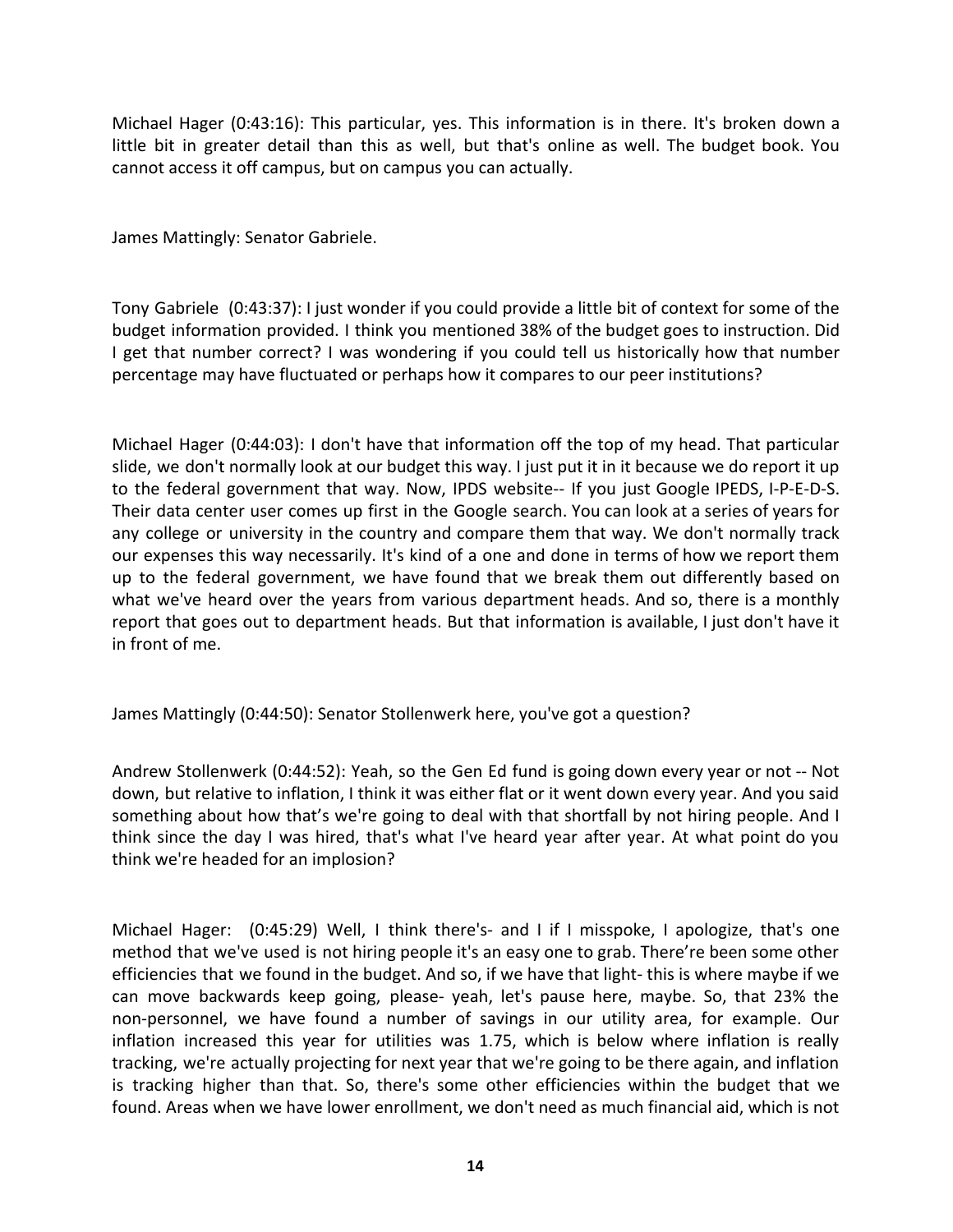Michael Hager (0:43:16): This particular, yes. This information is in there. It's broken down a little bit in greater detail than this as well, but that's online as well. The budget book. You cannot access it off campus, but on campus you can actually.

James Mattingly: Senator Gabriele.

Tony Gabriele (0:43:37): I just wonder if you could provide a little bit of context for some of the budget information provided. I think you mentioned 38% of the budget goes to instruction. Did I get that number correct? I was wondering if you could tell us historically how that number percentage may have fluctuated or perhaps how it compares to our peer institutions?

Michael Hager (0:44:03): I don't have that information off the top of my head. That particular slide, we don't normally look at our budget this way. I just put it in it because we do report it up to the federal government that way. Now, IPDS website-- If you just Google IPEDS, I-P-E-D-S. Their data center user comes up first in the Google search. You can look at a series of years for any college or university in the country and compare them that way. We don't normally track our expenses this way necessarily. It's kind of a one and done in terms of how we report them up to the federal government, we have found that we break them out differently based on what we've heard over the years from various department heads. And so, there is a monthly report that goes out to department heads. But that information is available, I just don't have it in front of me.

James Mattingly (0:44:50): Senator Stollenwerk here, you've got a question?

Andrew Stollenwerk (0:44:52): Yeah, so the Gen Ed fund is going down every year or not -- Not down, but relative to inflation, I think it was either flat or it went down every year. And you said something about how that's we're going to deal with that shortfall by not hiring people. And I think since the day I was hired, that's what I've heard year after year. At what point do you think we're headed for an implosion?

Michael Hager: (0:45:29) Well, I think there's- and I if I misspoke, I apologize, that's one method that we've used is not hiring people it's an easy one to grab. There're been some other efficiencies that we found in the budget. And so, if we have that light- this is where maybe if we can move backwards keep going, please- yeah, let's pause here, maybe. So, that 23% the non-personnel, we have found a number of savings in our utility area, for example. Our inflation increased this year for utilities was 1.75, which is below where inflation is really tracking, we're actually projecting for next year that we're going to be there again, and inflation is tracking higher than that. So, there's some other efficiencies within the budget that we found. Areas when we have lower enrollment, we don't need as much financial aid, which is not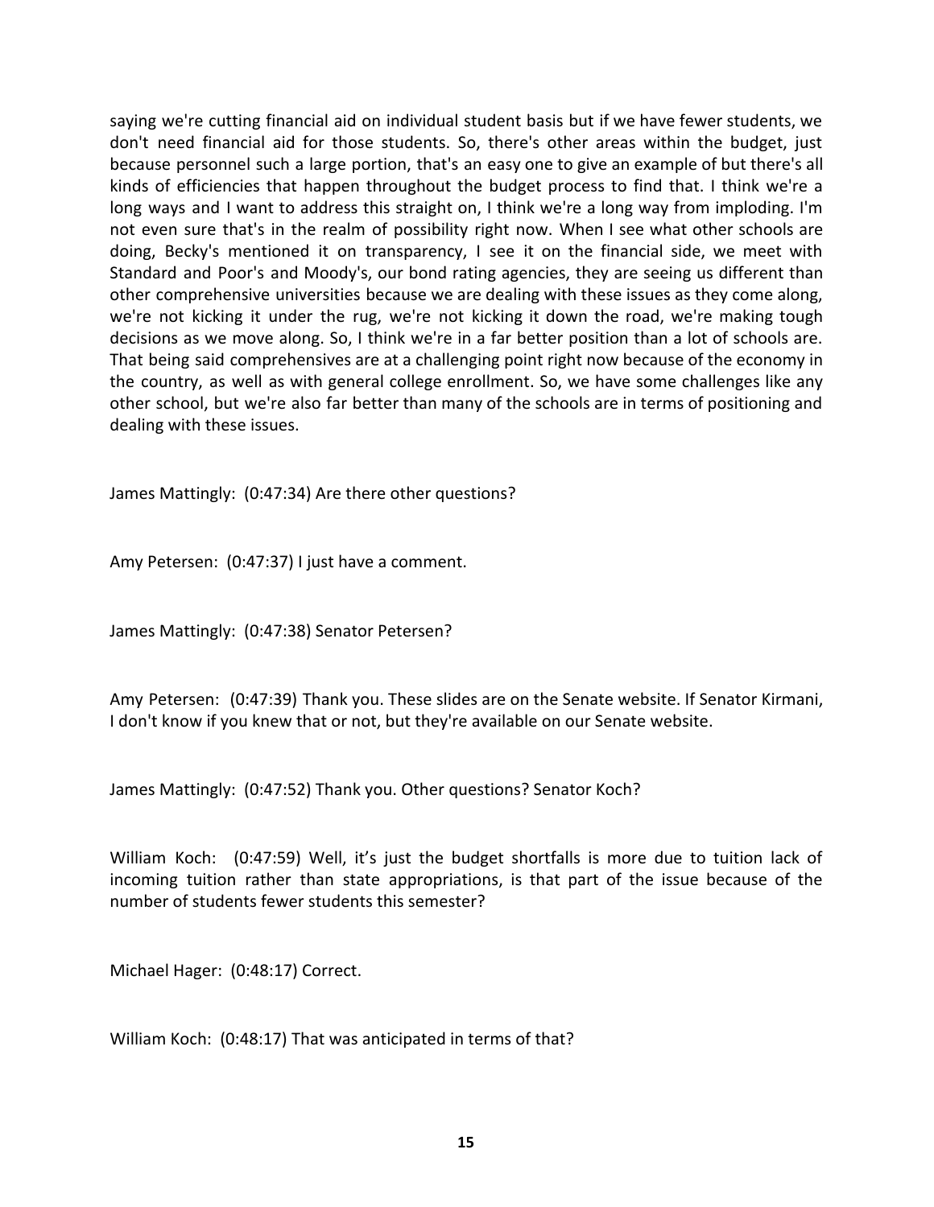saying we're cutting financial aid on individual student basis but if we have fewer students, we don't need financial aid for those students. So, there's other areas within the budget, just because personnel such a large portion, that's an easy one to give an example of but there's all kinds of efficiencies that happen throughout the budget process to find that. I think we're a long ways and I want to address this straight on, I think we're a long way from imploding. I'm not even sure that's in the realm of possibility right now. When I see what other schools are doing, Becky's mentioned it on transparency, I see it on the financial side, we meet with Standard and Poor's and Moody's, our bond rating agencies, they are seeing us different than other comprehensive universities because we are dealing with these issues as they come along, we're not kicking it under the rug, we're not kicking it down the road, we're making tough decisions as we move along. So, I think we're in a far better position than a lot of schools are. That being said comprehensives are at a challenging point right now because of the economy in the country, as well as with general college enrollment. So, we have some challenges like any other school, but we're also far better than many of the schools are in terms of positioning and dealing with these issues.

James Mattingly: (0:47:34) Are there other questions?

Amy Petersen: (0:47:37) I just have a comment.

James Mattingly: (0:47:38) Senator Petersen?

Amy Petersen: (0:47:39) Thank you. These slides are on the Senate website. If Senator Kirmani, I don't know if you knew that or not, but they're available on our Senate website.

James Mattingly: (0:47:52) Thank you. Other questions? Senator Koch?

William Koch: (0:47:59) Well, it's just the budget shortfalls is more due to tuition lack of incoming tuition rather than state appropriations, is that part of the issue because of the number of students fewer students this semester?

Michael Hager: (0:48:17) Correct.

William Koch: (0:48:17) That was anticipated in terms of that?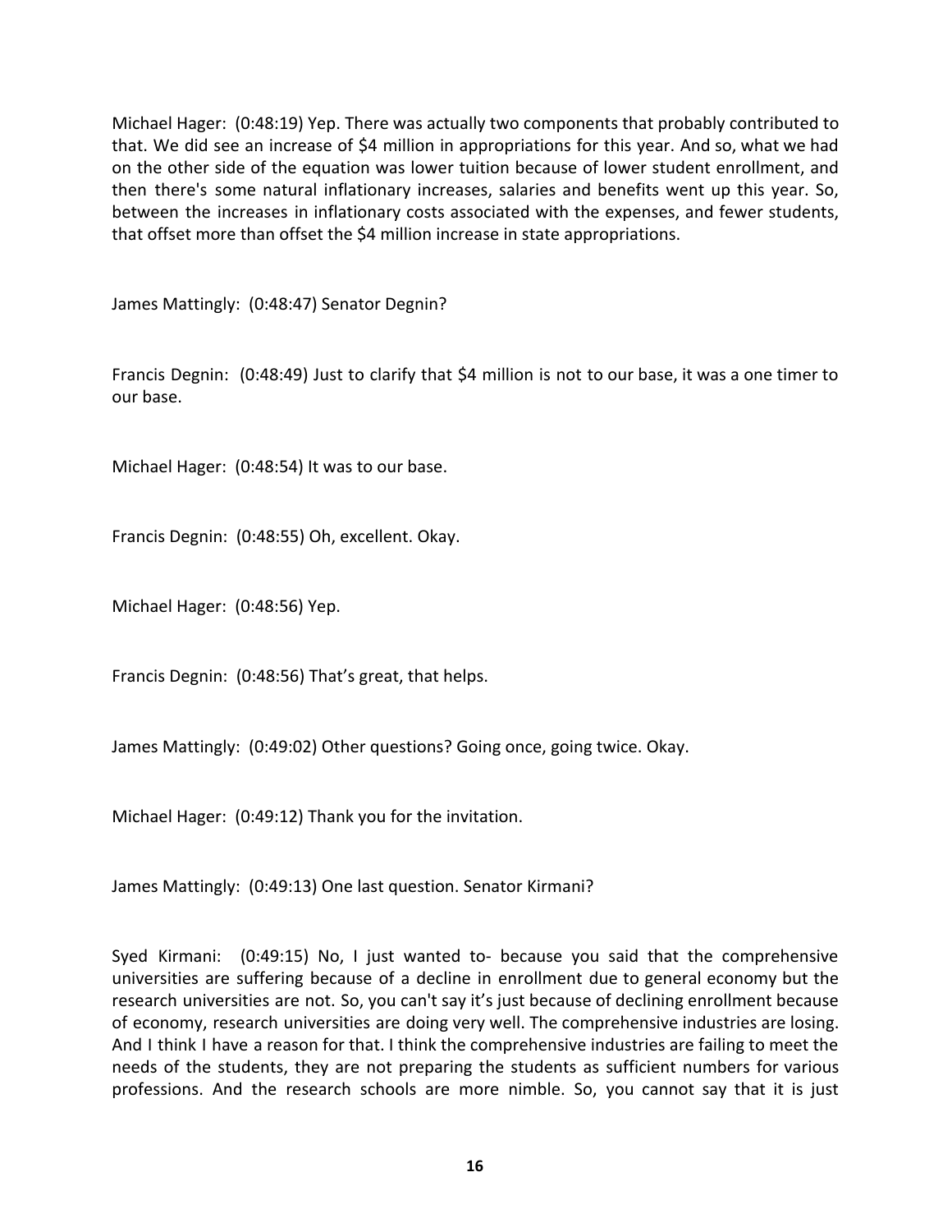Michael Hager: (0:48:19) Yep. There was actually two components that probably contributed to that. We did see an increase of $4 million in appropriations for this year. And so, what we had on the other side of the equation was lower tuition because of lower student enrollment, and then there's some natural inflationary increases, salaries and benefits went up this year. So, between the increases in inflationary costs associated with the expenses, and fewer students, that offset more than offset the $4 million increase in state appropriations.

James Mattingly: (0:48:47) Senator Degnin?

Francis Degnin: (0:48:49) Just to clarify that $4 million is not to our base, it was a one timer to our base.

Michael Hager: (0:48:54) It was to our base.

Francis Degnin: (0:48:55) Oh, excellent. Okay.

Michael Hager: (0:48:56) Yep.

Francis Degnin: (0:48:56) That's great, that helps.

James Mattingly: (0:49:02) Other questions? Going once, going twice. Okay.

Michael Hager: (0:49:12) Thank you for the invitation.

James Mattingly: (0:49:13) One last question. Senator Kirmani?

Syed Kirmani: (0:49:15) No, I just wanted to- because you said that the comprehensive universities are suffering because of a decline in enrollment due to general economy but the research universities are not. So, you can't say it's just because of declining enrollment because of economy, research universities are doing very well. The comprehensive industries are losing. And I think I have a reason for that. I think the comprehensive industries are failing to meet the needs of the students, they are not preparing the students as sufficient numbers for various professions. And the research schools are more nimble. So, you cannot say that it is just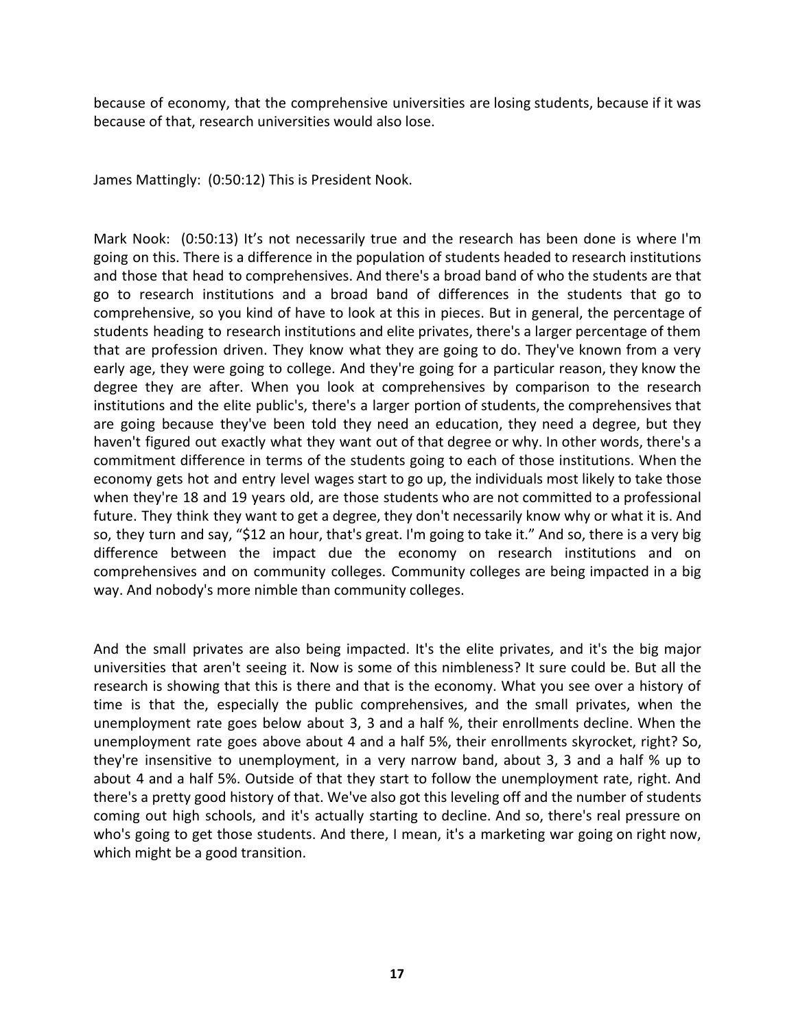because of economy, that the comprehensive universities are losing students, because if it was because of that, research universities would also lose.

James Mattingly: (0:50:12) This is President Nook.

Mark Nook: (0:50:13) It's not necessarily true and the research has been done is where I'm going on this. There is a difference in the population of students headed to research institutions and those that head to comprehensives. And there's a broad band of who the students are that go to research institutions and a broad band of differences in the students that go to comprehensive, so you kind of have to look at this in pieces. But in general, the percentage of students heading to research institutions and elite privates, there's a larger percentage of them that are profession driven. They know what they are going to do. They've known from a very early age, they were going to college. And they're going for a particular reason, they know the degree they are after. When you look at comprehensives by comparison to the research institutions and the elite public's, there's a larger portion of students, the comprehensives that are going because they've been told they need an education, they need a degree, but they haven't figured out exactly what they want out of that degree or why. In other words, there's a commitment difference in terms of the students going to each of those institutions. When the economy gets hot and entry level wages start to go up, the individuals most likely to take those when they're 18 and 19 years old, are those students who are not committed to a professional future. They think they want to get a degree, they don't necessarily know why or what it is. And so, they turn and say, "$12 an hour, that's great. I'm going to take it." And so, there is a very big difference between the impact due the economy on research institutions and on comprehensives and on community colleges. Community colleges are being impacted in a big way. And nobody's more nimble than community colleges.

And the small privates are also being impacted. It's the elite privates, and it's the big major universities that aren't seeing it. Now is some of this nimbleness? It sure could be. But all the research is showing that this is there and that is the economy. What you see over a history of time is that the, especially the public comprehensives, and the small privates, when the unemployment rate goes below about 3, 3 and a half %, their enrollments decline. When the unemployment rate goes above about 4 and a half 5%, their enrollments skyrocket, right? So, they're insensitive to unemployment, in a very narrow band, about 3, 3 and a half % up to about 4 and a half 5%. Outside of that they start to follow the unemployment rate, right. And there's a pretty good history of that. We've also got this leveling off and the number of students coming out high schools, and it's actually starting to decline. And so, there's real pressure on who's going to get those students. And there, I mean, it's a marketing war going on right now, which might be a good transition.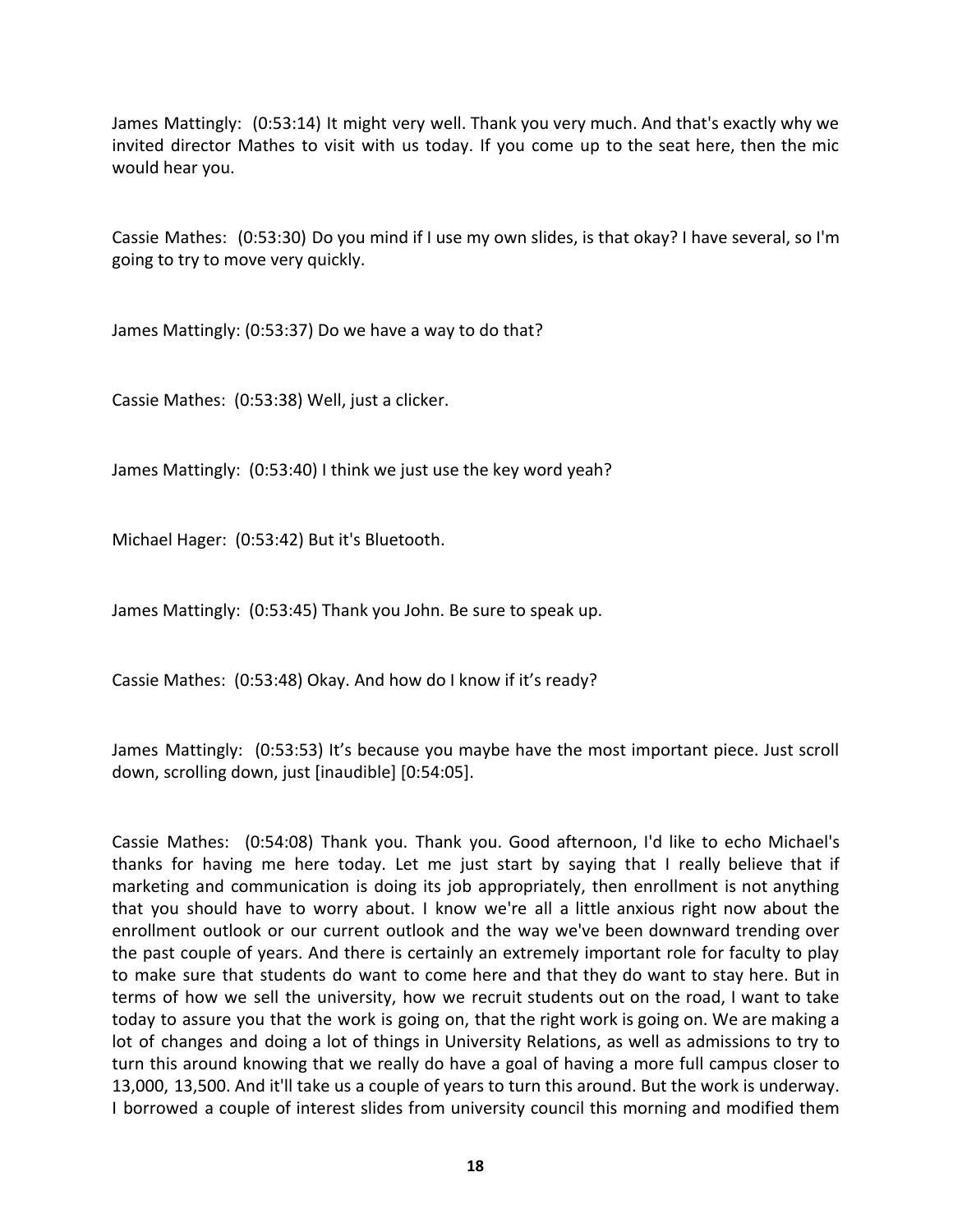James Mattingly: (0:53:14) It might very well. Thank you very much. And that's exactly why we invited director Mathes to visit with us today. If you come up to the seat here, then the mic would hear you.

Cassie Mathes: (0:53:30) Do you mind if I use my own slides, is that okay? I have several, so I'm going to try to move very quickly.

James Mattingly: (0:53:37) Do we have a way to do that?

Cassie Mathes: (0:53:38) Well, just a clicker.

James Mattingly: (0:53:40) I think we just use the key word yeah?

Michael Hager: (0:53:42) But it's Bluetooth.

James Mattingly: (0:53:45) Thank you John. Be sure to speak up.

Cassie Mathes: (0:53:48) Okay. And how do I know if it's ready?

James Mattingly: (0:53:53) It's because you maybe have the most important piece. Just scroll down, scrolling down, just [inaudible] [0:54:05].

Cassie Mathes: (0:54:08) Thank you. Thank you. Good afternoon, I'd like to echo Michael's thanks for having me here today. Let me just start by saying that I really believe that if marketing and communication is doing its job appropriately, then enrollment is not anything that you should have to worry about. I know we're all a little anxious right now about the enrollment outlook or our current outlook and the way we've been downward trending over the past couple of years. And there is certainly an extremely important role for faculty to play to make sure that students do want to come here and that they do want to stay here. But in terms of how we sell the university, how we recruit students out on the road, I want to take today to assure you that the work is going on, that the right work is going on. We are making a lot of changes and doing a lot of things in University Relations, as well as admissions to try to turn this around knowing that we really do have a goal of having a more full campus closer to 13,000, 13,500. And it'll take us a couple of years to turn this around. But the work is underway. I borrowed a couple of interest slides from university council this morning and modified them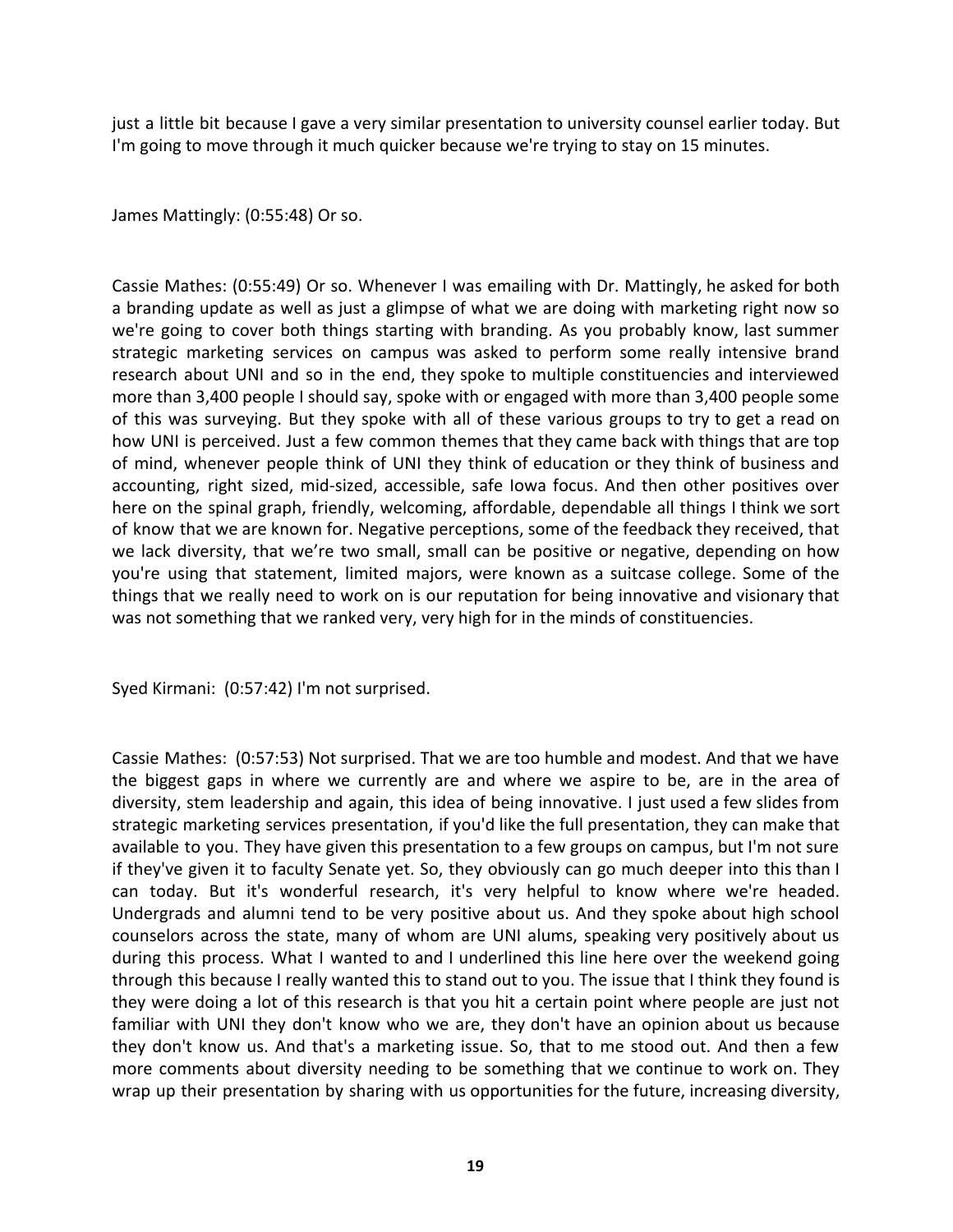just a little bit because I gave a very similar presentation to university counsel earlier today. But I'm going to move through it much quicker because we're trying to stay on 15 minutes.

James Mattingly: (0:55:48) Or so.

Cassie Mathes: (0:55:49) Or so. Whenever I was emailing with Dr. Mattingly, he asked for both a branding update as well as just a glimpse of what we are doing with marketing right now so we're going to cover both things starting with branding. As you probably know, last summer strategic marketing services on campus was asked to perform some really intensive brand research about UNI and so in the end, they spoke to multiple constituencies and interviewed more than 3,400 people I should say, spoke with or engaged with more than 3,400 people some of this was surveying. But they spoke with all of these various groups to try to get a read on how UNI is perceived. Just a few common themes that they came back with things that are top of mind, whenever people think of UNI they think of education or they think of business and accounting, right sized, mid-sized, accessible, safe Iowa focus. And then other positives over here on the spinal graph, friendly, welcoming, affordable, dependable all things I think we sort of know that we are known for. Negative perceptions, some of the feedback they received, that we lack diversity, that we're two small, small can be positive or negative, depending on how you're using that statement, limited majors, were known as a suitcase college. Some of the things that we really need to work on is our reputation for being innovative and visionary that was not something that we ranked very, very high for in the minds of constituencies.

Syed Kirmani: (0:57:42) I'm not surprised.

Cassie Mathes: (0:57:53) Not surprised. That we are too humble and modest. And that we have the biggest gaps in where we currently are and where we aspire to be, are in the area of diversity, stem leadership and again, this idea of being innovative. I just used a few slides from strategic marketing services presentation, if you'd like the full presentation, they can make that available to you. They have given this presentation to a few groups on campus, but I'm not sure if they've given it to faculty Senate yet. So, they obviously can go much deeper into this than I can today. But it's wonderful research, it's very helpful to know where we're headed. Undergrads and alumni tend to be very positive about us. And they spoke about high school counselors across the state, many of whom are UNI alums, speaking very positively about us during this process. What I wanted to and I underlined this line here over the weekend going through this because I really wanted this to stand out to you. The issue that I think they found is they were doing a lot of this research is that you hit a certain point where people are just not familiar with UNI they don't know who we are, they don't have an opinion about us because they don't know us. And that's a marketing issue. So, that to me stood out. And then a few more comments about diversity needing to be something that we continue to work on. They wrap up their presentation by sharing with us opportunities for the future, increasing diversity,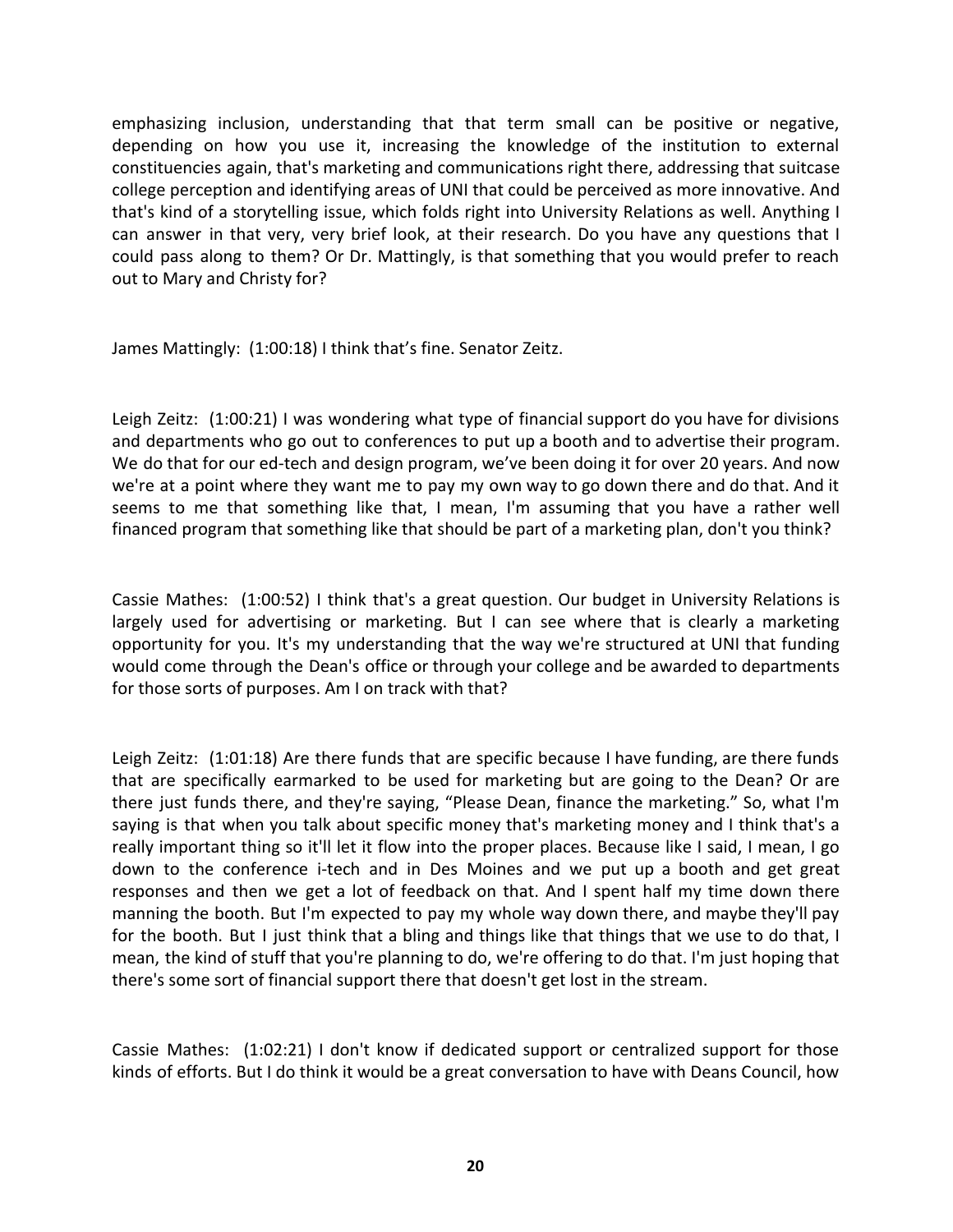emphasizing inclusion, understanding that that term small can be positive or negative, depending on how you use it, increasing the knowledge of the institution to external constituencies again, that's marketing and communications right there, addressing that suitcase college perception and identifying areas of UNI that could be perceived as more innovative. And that's kind of a storytelling issue, which folds right into University Relations as well. Anything I can answer in that very, very brief look, at their research. Do you have any questions that I could pass along to them? Or Dr. Mattingly, is that something that you would prefer to reach out to Mary and Christy for?

James Mattingly: (1:00:18) I think that's fine. Senator Zeitz.

Leigh Zeitz: (1:00:21) I was wondering what type of financial support do you have for divisions and departments who go out to conferences to put up a booth and to advertise their program. We do that for our ed-tech and design program, we've been doing it for over 20 years. And now we're at a point where they want me to pay my own way to go down there and do that. And it seems to me that something like that, I mean, I'm assuming that you have a rather well financed program that something like that should be part of a marketing plan, don't you think?

Cassie Mathes: (1:00:52) I think that's a great question. Our budget in University Relations is largely used for advertising or marketing. But I can see where that is clearly a marketing opportunity for you. It's my understanding that the way we're structured at UNI that funding would come through the Dean's office or through your college and be awarded to departments for those sorts of purposes. Am I on track with that?

Leigh Zeitz: (1:01:18) Are there funds that are specific because I have funding, are there funds that are specifically earmarked to be used for marketing but are going to the Dean? Or are there just funds there, and they're saying, "Please Dean, finance the marketing." So, what I'm saying is that when you talk about specific money that's marketing money and I think that's a really important thing so it'll let it flow into the proper places. Because like I said, I mean, I go down to the conference i-tech and in Des Moines and we put up a booth and get great responses and then we get a lot of feedback on that. And I spent half my time down there manning the booth. But I'm expected to pay my whole way down there, and maybe they'll pay for the booth. But I just think that a bling and things like that things that we use to do that, I mean, the kind of stuff that you're planning to do, we're offering to do that. I'm just hoping that there's some sort of financial support there that doesn't get lost in the stream.

Cassie Mathes: (1:02:21) I don't know if dedicated support or centralized support for those kinds of efforts. But I do think it would be a great conversation to have with Deans Council, how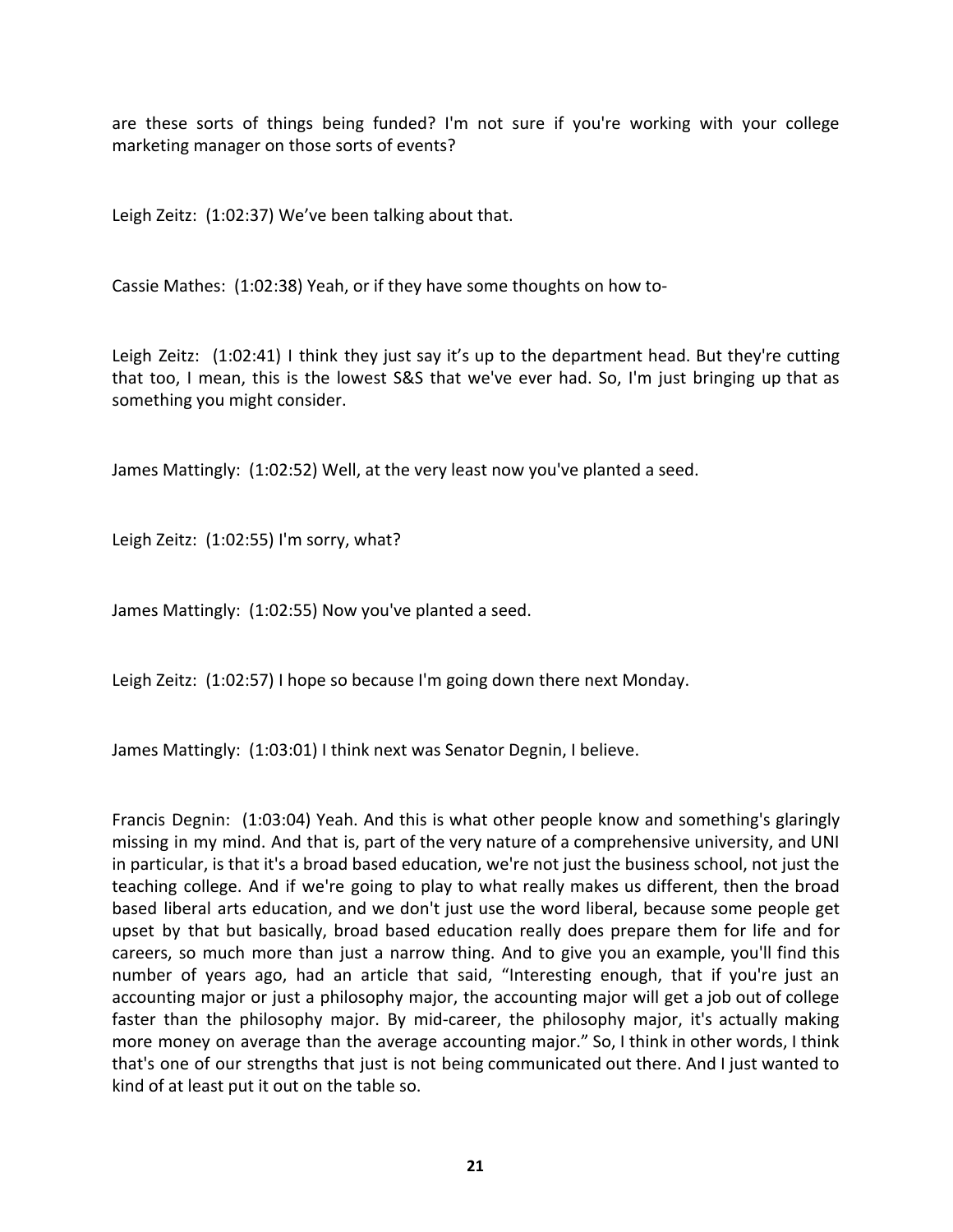are these sorts of things being funded? I'm not sure if you're working with your college marketing manager on those sorts of events?

Leigh Zeitz: (1:02:37) We've been talking about that.

Cassie Mathes: (1:02:38) Yeah, or if they have some thoughts on how to-

Leigh Zeitz: (1:02:41) I think they just say it's up to the department head. But they're cutting that too, I mean, this is the lowest S&S that we've ever had. So, I'm just bringing up that as something you might consider.

James Mattingly: (1:02:52) Well, at the very least now you've planted a seed.

Leigh Zeitz: (1:02:55) I'm sorry, what?

James Mattingly: (1:02:55) Now you've planted a seed.

Leigh Zeitz: (1:02:57) I hope so because I'm going down there next Monday.

James Mattingly: (1:03:01) I think next was Senator Degnin, I believe.

Francis Degnin: (1:03:04) Yeah. And this is what other people know and something's glaringly missing in my mind. And that is, part of the very nature of a comprehensive university, and UNI in particular, is that it's a broad based education, we're not just the business school, not just the teaching college. And if we're going to play to what really makes us different, then the broad based liberal arts education, and we don't just use the word liberal, because some people get upset by that but basically, broad based education really does prepare them for life and for careers, so much more than just a narrow thing. And to give you an example, you'll find this number of years ago, had an article that said, "Interesting enough, that if you're just an accounting major or just a philosophy major, the accounting major will get a job out of college faster than the philosophy major. By mid-career, the philosophy major, it's actually making more money on average than the average accounting major." So, I think in other words, I think that's one of our strengths that just is not being communicated out there. And I just wanted to kind of at least put it out on the table so.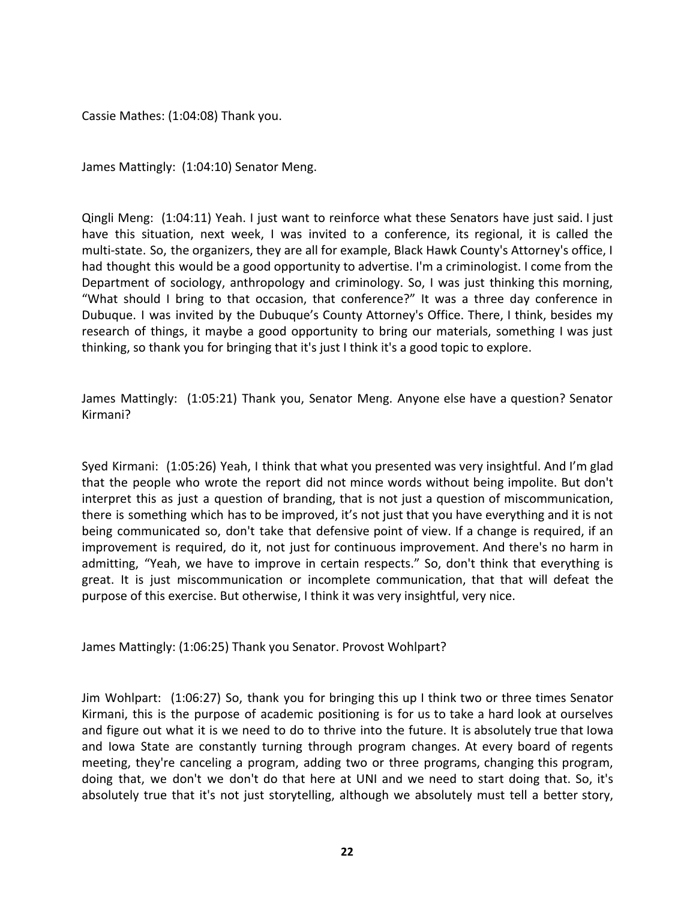Cassie Mathes: (1:04:08) Thank you.

James Mattingly: (1:04:10) Senator Meng.

Qingli Meng: (1:04:11) Yeah. I just want to reinforce what these Senators have just said. I just have this situation, next week, I was invited to a conference, its regional, it is called the multi-state. So, the organizers, they are all for example, Black Hawk County's Attorney's office, I had thought this would be a good opportunity to advertise. I'm a criminologist. I come from the Department of sociology, anthropology and criminology. So, I was just thinking this morning, "What should I bring to that occasion, that conference?" It was a three day conference in Dubuque. I was invited by the Dubuque's County Attorney's Office. There, I think, besides my research of things, it maybe a good opportunity to bring our materials, something I was just thinking, so thank you for bringing that it's just I think it's a good topic to explore.

James Mattingly: (1:05:21) Thank you, Senator Meng. Anyone else have a question? Senator Kirmani?

Syed Kirmani: (1:05:26) Yeah, I think that what you presented was very insightful. And I'm glad that the people who wrote the report did not mince words without being impolite. But don't interpret this as just a question of branding, that is not just a question of miscommunication, there is something which has to be improved, it's not just that you have everything and it is not being communicated so, don't take that defensive point of view. If a change is required, if an improvement is required, do it, not just for continuous improvement. And there's no harm in admitting, "Yeah, we have to improve in certain respects." So, don't think that everything is great. It is just miscommunication or incomplete communication, that that will defeat the purpose of this exercise. But otherwise, I think it was very insightful, very nice.

James Mattingly: (1:06:25) Thank you Senator. Provost Wohlpart?

Jim Wohlpart: (1:06:27) So, thank you for bringing this up I think two or three times Senator Kirmani, this is the purpose of academic positioning is for us to take a hard look at ourselves and figure out what it is we need to do to thrive into the future. It is absolutely true that Iowa and Iowa State are constantly turning through program changes. At every board of regents meeting, they're canceling a program, adding two or three programs, changing this program, doing that, we don't we don't do that here at UNI and we need to start doing that. So, it's absolutely true that it's not just storytelling, although we absolutely must tell a better story,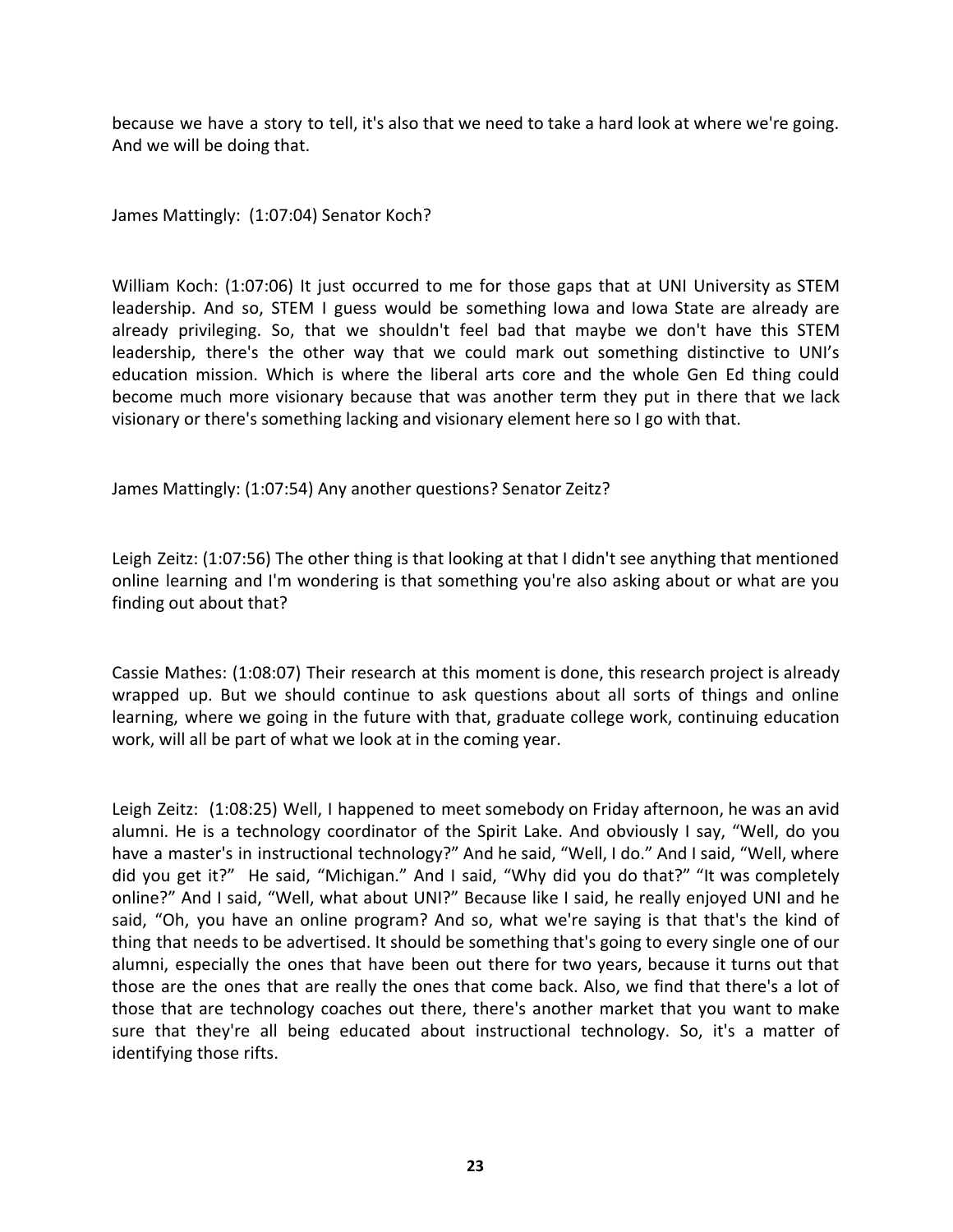because we have a story to tell, it's also that we need to take a hard look at where we're going. And we will be doing that.

James Mattingly: (1:07:04) Senator Koch?

William Koch: (1:07:06) It just occurred to me for those gaps that at UNI University as STEM leadership. And so, STEM I guess would be something Iowa and Iowa State are already are already privileging. So, that we shouldn't feel bad that maybe we don't have this STEM leadership, there's the other way that we could mark out something distinctive to UNI's education mission. Which is where the liberal arts core and the whole Gen Ed thing could become much more visionary because that was another term they put in there that we lack visionary or there's something lacking and visionary element here so I go with that.

James Mattingly: (1:07:54) Any another questions? Senator Zeitz?

Leigh Zeitz: (1:07:56) The other thing is that looking at that I didn't see anything that mentioned online learning and I'm wondering is that something you're also asking about or what are you finding out about that?

Cassie Mathes: (1:08:07) Their research at this moment is done, this research project is already wrapped up. But we should continue to ask questions about all sorts of things and online learning, where we going in the future with that, graduate college work, continuing education work, will all be part of what we look at in the coming year.

Leigh Zeitz: (1:08:25) Well, I happened to meet somebody on Friday afternoon, he was an avid alumni. He is a technology coordinator of the Spirit Lake. And obviously I say, "Well, do you have a master's in instructional technology?" And he said, "Well, I do." And I said, "Well, where did you get it?" He said, "Michigan." And I said, "Why did you do that?" "It was completely online?" And I said, "Well, what about UNI?" Because like I said, he really enjoyed UNI and he said, "Oh, you have an online program? And so, what we're saying is that that's the kind of thing that needs to be advertised. It should be something that's going to every single one of our alumni, especially the ones that have been out there for two years, because it turns out that those are the ones that are really the ones that come back. Also, we find that there's a lot of those that are technology coaches out there, there's another market that you want to make sure that they're all being educated about instructional technology. So, it's a matter of identifying those rifts.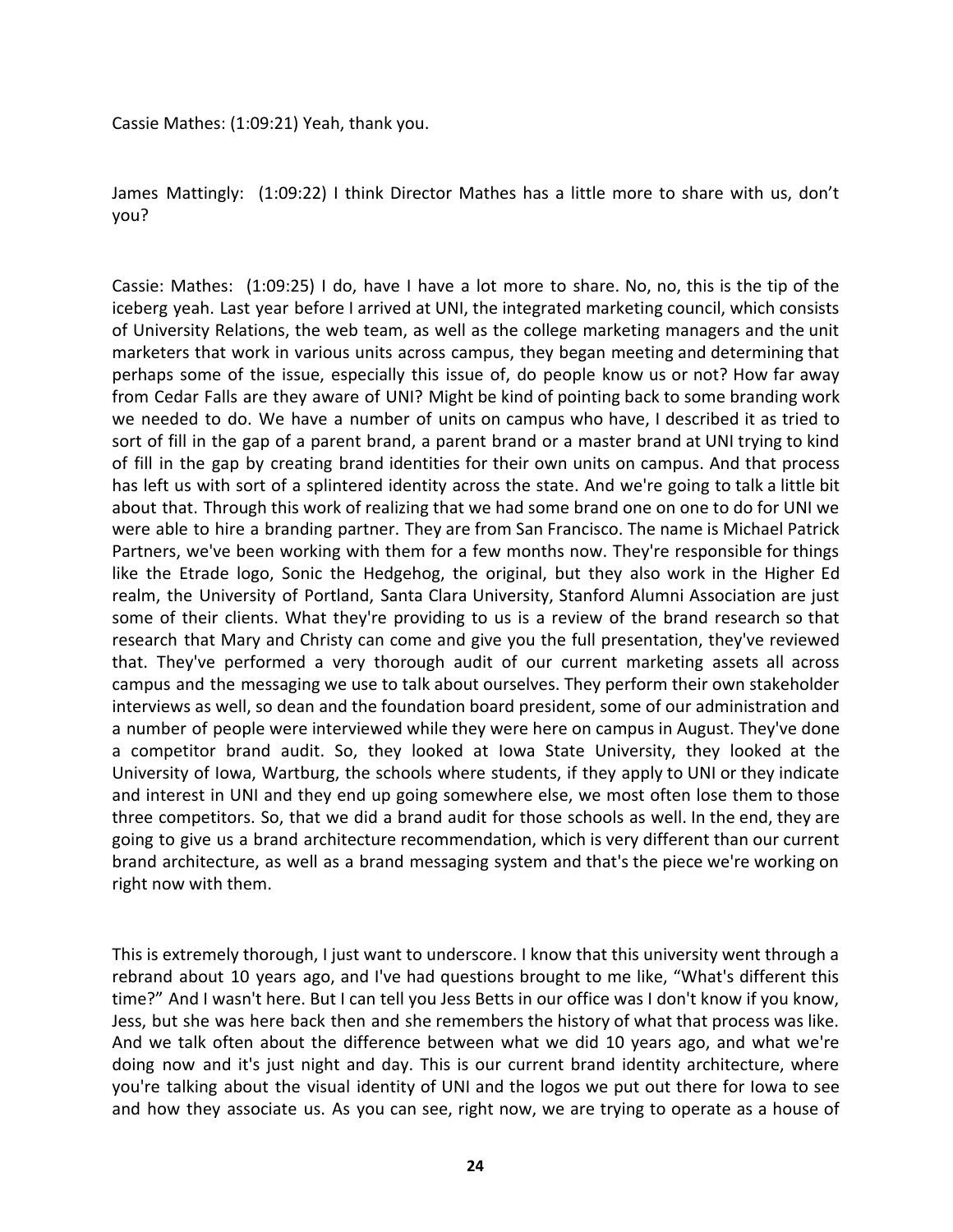Cassie Mathes: (1:09:21) Yeah, thank you.

James Mattingly: (1:09:22) I think Director Mathes has a little more to share with us, don't you?

Cassie: Mathes: (1:09:25) I do, have I have a lot more to share. No, no, this is the tip of the iceberg yeah. Last year before I arrived at UNI, the integrated marketing council, which consists of University Relations, the web team, as well as the college marketing managers and the unit marketers that work in various units across campus, they began meeting and determining that perhaps some of the issue, especially this issue of, do people know us or not? How far away from Cedar Falls are they aware of UNI? Might be kind of pointing back to some branding work we needed to do. We have a number of units on campus who have, I described it as tried to sort of fill in the gap of a parent brand, a parent brand or a master brand at UNI trying to kind of fill in the gap by creating brand identities for their own units on campus. And that process has left us with sort of a splintered identity across the state. And we're going to talk a little bit about that. Through this work of realizing that we had some brand one on one to do for UNI we were able to hire a branding partner. They are from San Francisco. The name is Michael Patrick Partners, we've been working with them for a few months now. They're responsible for things like the Etrade logo, Sonic the Hedgehog, the original, but they also work in the Higher Ed realm, the University of Portland, Santa Clara University, Stanford Alumni Association are just some of their clients. What they're providing to us is a review of the brand research so that research that Mary and Christy can come and give you the full presentation, they've reviewed that. They've performed a very thorough audit of our current marketing assets all across campus and the messaging we use to talk about ourselves. They perform their own stakeholder interviews as well, so dean and the foundation board president, some of our administration and a number of people were interviewed while they were here on campus in August. They've done a competitor brand audit. So, they looked at Iowa State University, they looked at the University of Iowa, Wartburg, the schools where students, if they apply to UNI or they indicate and interest in UNI and they end up going somewhere else, we most often lose them to those three competitors. So, that we did a brand audit for those schools as well. In the end, they are going to give us a brand architecture recommendation, which is very different than our current brand architecture, as well as a brand messaging system and that's the piece we're working on right now with them.

This is extremely thorough, I just want to underscore. I know that this university went through a rebrand about 10 years ago, and I've had questions brought to me like, "What's different this time?" And I wasn't here. But I can tell you Jess Betts in our office was I don't know if you know, Jess, but she was here back then and she remembers the history of what that process was like. And we talk often about the difference between what we did 10 years ago, and what we're doing now and it's just night and day. This is our current brand identity architecture, where you're talking about the visual identity of UNI and the logos we put out there for Iowa to see and how they associate us. As you can see, right now, we are trying to operate as a house of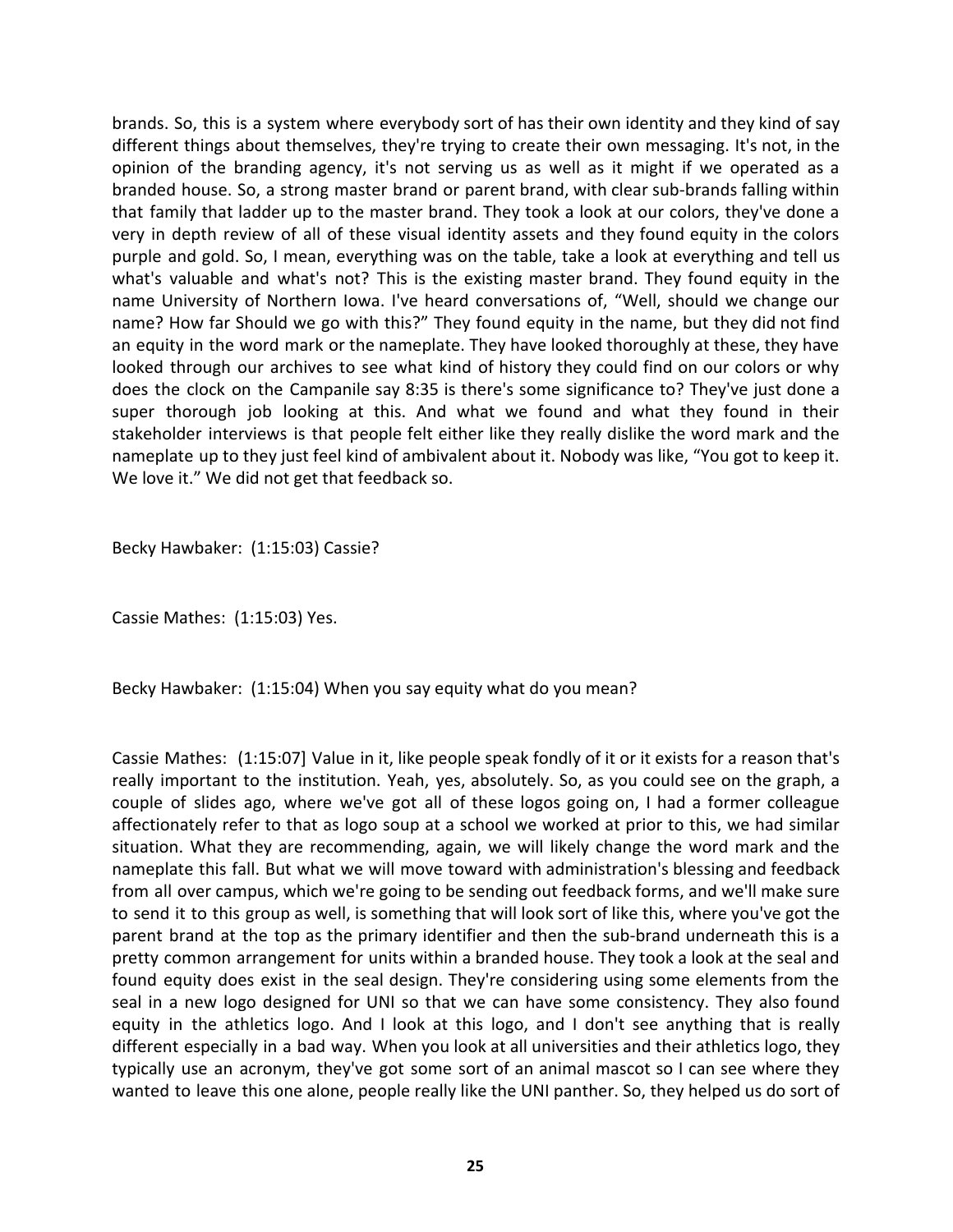brands. So, this is a system where everybody sort of has their own identity and they kind of say different things about themselves, they're trying to create their own messaging. It's not, in the opinion of the branding agency, it's not serving us as well as it might if we operated as a branded house. So, a strong master brand or parent brand, with clear sub-brands falling within that family that ladder up to the master brand. They took a look at our colors, they've done a very in depth review of all of these visual identity assets and they found equity in the colors purple and gold. So, I mean, everything was on the table, take a look at everything and tell us what's valuable and what's not? This is the existing master brand. They found equity in the name University of Northern Iowa. I've heard conversations of, "Well, should we change our name? How far Should we go with this?" They found equity in the name, but they did not find an equity in the word mark or the nameplate. They have looked thoroughly at these, they have looked through our archives to see what kind of history they could find on our colors or why does the clock on the Campanile say 8:35 is there's some significance to? They've just done a super thorough job looking at this. And what we found and what they found in their stakeholder interviews is that people felt either like they really dislike the word mark and the nameplate up to they just feel kind of ambivalent about it. Nobody was like, "You got to keep it. We love it." We did not get that feedback so.

Becky Hawbaker: (1:15:03) Cassie?

Cassie Mathes: (1:15:03) Yes.

Becky Hawbaker: (1:15:04) When you say equity what do you mean?

Cassie Mathes: (1:15:07] Value in it, like people speak fondly of it or it exists for a reason that's really important to the institution. Yeah, yes, absolutely. So, as you could see on the graph, a couple of slides ago, where we've got all of these logos going on, I had a former colleague affectionately refer to that as logo soup at a school we worked at prior to this, we had similar situation. What they are recommending, again, we will likely change the word mark and the nameplate this fall. But what we will move toward with administration's blessing and feedback from all over campus, which we're going to be sending out feedback forms, and we'll make sure to send it to this group as well, is something that will look sort of like this, where you've got the parent brand at the top as the primary identifier and then the sub-brand underneath this is a pretty common arrangement for units within a branded house. They took a look at the seal and found equity does exist in the seal design. They're considering using some elements from the seal in a new logo designed for UNI so that we can have some consistency. They also found equity in the athletics logo. And I look at this logo, and I don't see anything that is really different especially in a bad way. When you look at all universities and their athletics logo, they typically use an acronym, they've got some sort of an animal mascot so I can see where they wanted to leave this one alone, people really like the UNI panther. So, they helped us do sort of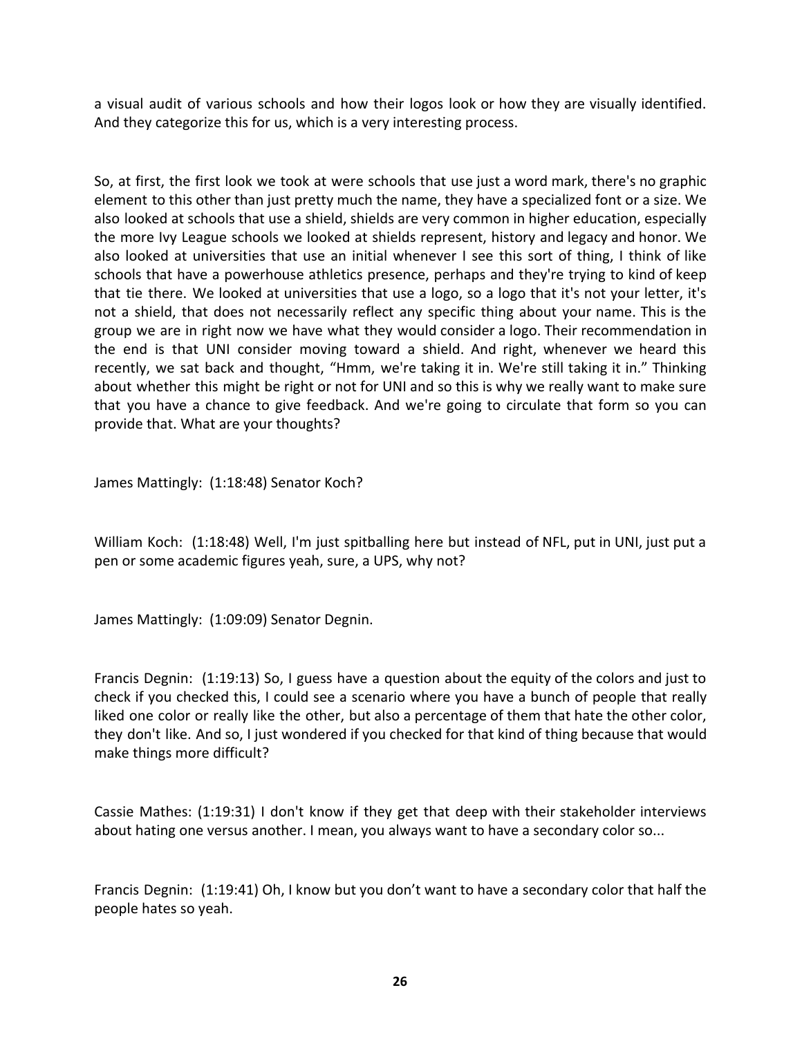a visual audit of various schools and how their logos look or how they are visually identified. And they categorize this for us, which is a very interesting process.

So, at first, the first look we took at were schools that use just a word mark, there's no graphic element to this other than just pretty much the name, they have a specialized font or a size. We also looked at schools that use a shield, shields are very common in higher education, especially the more Ivy League schools we looked at shields represent, history and legacy and honor. We also looked at universities that use an initial whenever I see this sort of thing, I think of like schools that have a powerhouse athletics presence, perhaps and they're trying to kind of keep that tie there. We looked at universities that use a logo, so a logo that it's not your letter, it's not a shield, that does not necessarily reflect any specific thing about your name. This is the group we are in right now we have what they would consider a logo. Their recommendation in the end is that UNI consider moving toward a shield. And right, whenever we heard this recently, we sat back and thought, "Hmm, we're taking it in. We're still taking it in." Thinking about whether this might be right or not for UNI and so this is why we really want to make sure that you have a chance to give feedback. And we're going to circulate that form so you can provide that. What are your thoughts?

James Mattingly: (1:18:48) Senator Koch?

William Koch: (1:18:48) Well, I'm just spitballing here but instead of NFL, put in UNI, just put a pen or some academic figures yeah, sure, a UPS, why not?

James Mattingly: (1:09:09) Senator Degnin.

Francis Degnin: (1:19:13) So, I guess have a question about the equity of the colors and just to check if you checked this, I could see a scenario where you have a bunch of people that really liked one color or really like the other, but also a percentage of them that hate the other color, they don't like. And so, I just wondered if you checked for that kind of thing because that would make things more difficult?

Cassie Mathes: (1:19:31) I don't know if they get that deep with their stakeholder interviews about hating one versus another. I mean, you always want to have a secondary color so...

Francis Degnin: (1:19:41) Oh, I know but you don't want to have a secondary color that half the people hates so yeah.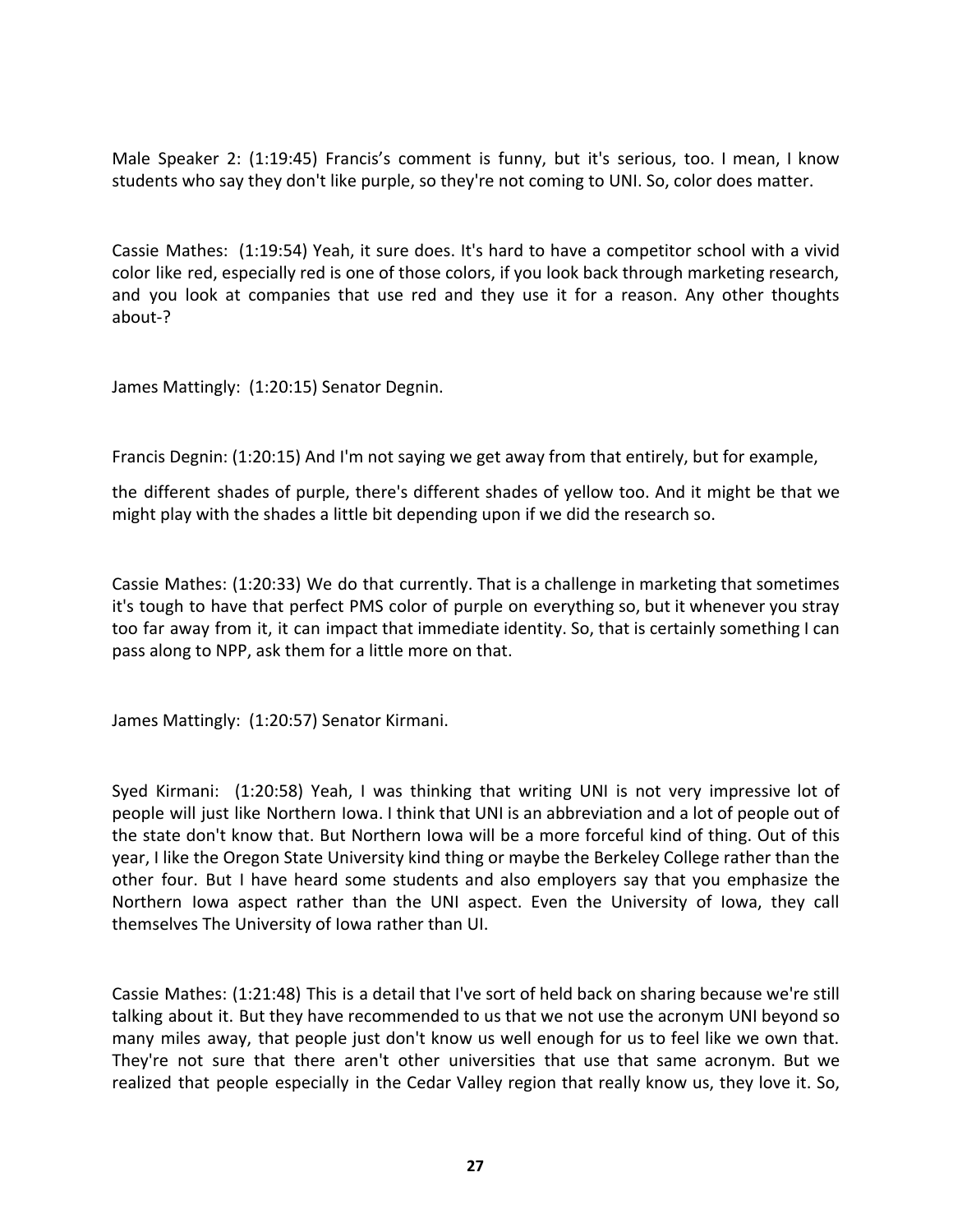Male Speaker 2: (1:19:45) Francis's comment is funny, but it's serious, too. I mean, I know students who say they don't like purple, so they're not coming to UNI. So, color does matter.

Cassie Mathes: (1:19:54) Yeah, it sure does. It's hard to have a competitor school with a vivid color like red, especially red is one of those colors, if you look back through marketing research, and you look at companies that use red and they use it for a reason. Any other thoughts about-?

James Mattingly: (1:20:15) Senator Degnin.

Francis Degnin: (1:20:15) And I'm not saying we get away from that entirely, but for example,

the different shades of purple, there's different shades of yellow too. And it might be that we might play with the shades a little bit depending upon if we did the research so.

Cassie Mathes: (1:20:33) We do that currently. That is a challenge in marketing that sometimes it's tough to have that perfect PMS color of purple on everything so, but it whenever you stray too far away from it, it can impact that immediate identity. So, that is certainly something I can pass along to NPP, ask them for a little more on that.

James Mattingly: (1:20:57) Senator Kirmani.

Syed Kirmani: (1:20:58) Yeah, I was thinking that writing UNI is not very impressive lot of people will just like Northern Iowa. I think that UNI is an abbreviation and a lot of people out of the state don't know that. But Northern Iowa will be a more forceful kind of thing. Out of this year, I like the Oregon State University kind thing or maybe the Berkeley College rather than the other four. But I have heard some students and also employers say that you emphasize the Northern Iowa aspect rather than the UNI aspect. Even the University of Iowa, they call themselves The University of Iowa rather than UI.

Cassie Mathes: (1:21:48) This is a detail that I've sort of held back on sharing because we're still talking about it. But they have recommended to us that we not use the acronym UNI beyond so many miles away, that people just don't know us well enough for us to feel like we own that. They're not sure that there aren't other universities that use that same acronym. But we realized that people especially in the Cedar Valley region that really know us, they love it. So,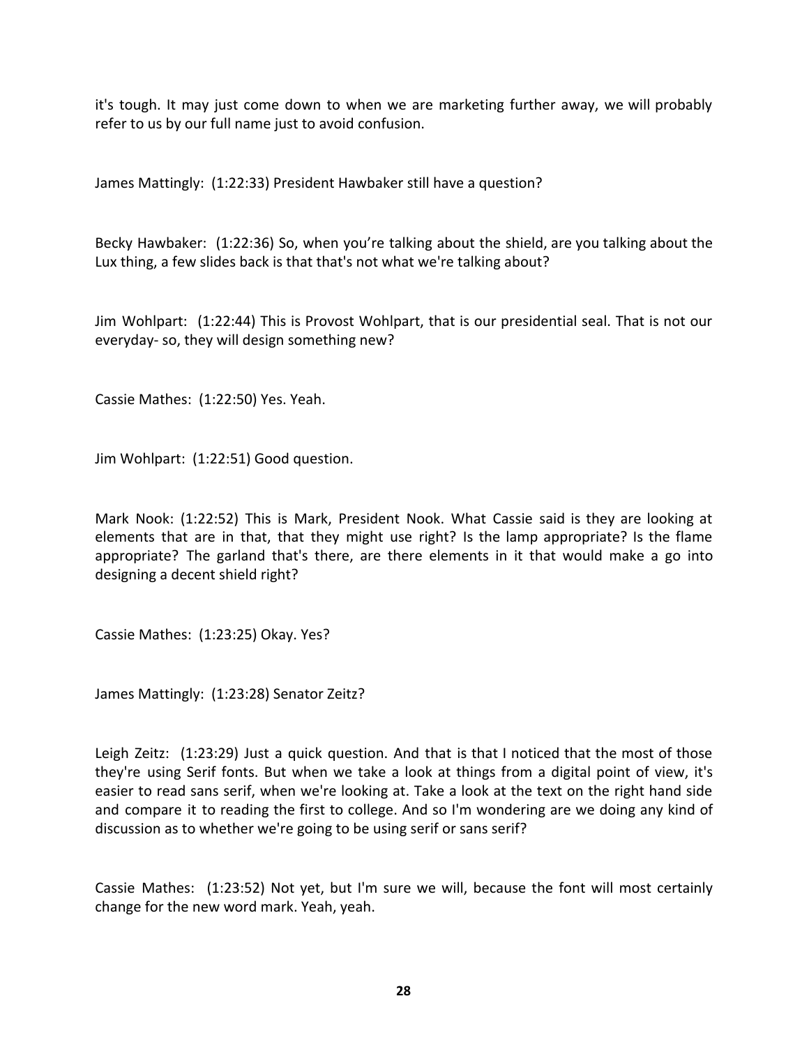it's tough. It may just come down to when we are marketing further away, we will probably refer to us by our full name just to avoid confusion.

James Mattingly: (1:22:33) President Hawbaker still have a question?

Becky Hawbaker: (1:22:36) So, when you're talking about the shield, are you talking about the Lux thing, a few slides back is that that's not what we're talking about?

Jim Wohlpart: (1:22:44) This is Provost Wohlpart, that is our presidential seal. That is not our everyday- so, they will design something new?

Cassie Mathes: (1:22:50) Yes. Yeah.

Jim Wohlpart: (1:22:51) Good question.

Mark Nook: (1:22:52) This is Mark, President Nook. What Cassie said is they are looking at elements that are in that, that they might use right? Is the lamp appropriate? Is the flame appropriate? The garland that's there, are there elements in it that would make a go into designing a decent shield right?

Cassie Mathes: (1:23:25) Okay. Yes?

James Mattingly: (1:23:28) Senator Zeitz?

Leigh Zeitz: (1:23:29) Just a quick question. And that is that I noticed that the most of those they're using Serif fonts. But when we take a look at things from a digital point of view, it's easier to read sans serif, when we're looking at. Take a look at the text on the right hand side and compare it to reading the first to college. And so I'm wondering are we doing any kind of discussion as to whether we're going to be using serif or sans serif?

Cassie Mathes: (1:23:52) Not yet, but I'm sure we will, because the font will most certainly change for the new word mark. Yeah, yeah.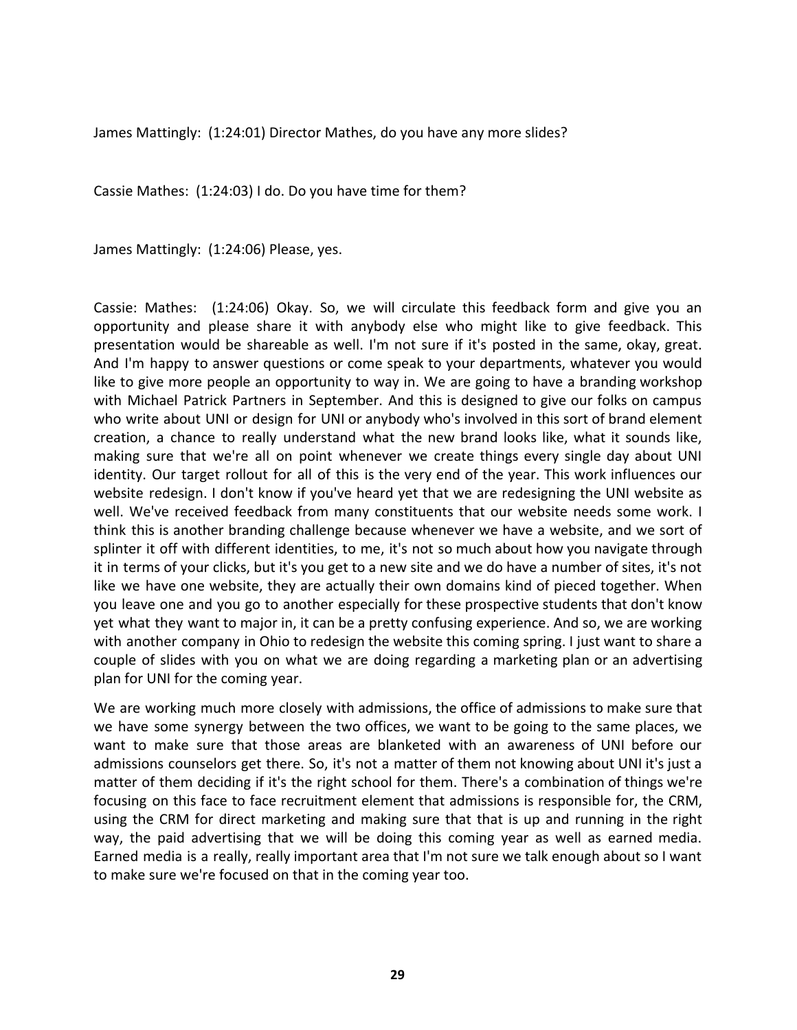James Mattingly: (1:24:01) Director Mathes, do you have any more slides?

Cassie Mathes: (1:24:03) I do. Do you have time for them?

James Mattingly: (1:24:06) Please, yes.

Cassie: Mathes: (1:24:06) Okay. So, we will circulate this feedback form and give you an opportunity and please share it with anybody else who might like to give feedback. This presentation would be shareable as well. I'm not sure if it's posted in the same, okay, great. And I'm happy to answer questions or come speak to your departments, whatever you would like to give more people an opportunity to way in. We are going to have a branding workshop with Michael Patrick Partners in September. And this is designed to give our folks on campus who write about UNI or design for UNI or anybody who's involved in this sort of brand element creation, a chance to really understand what the new brand looks like, what it sounds like, making sure that we're all on point whenever we create things every single day about UNI identity. Our target rollout for all of this is the very end of the year. This work influences our website redesign. I don't know if you've heard yet that we are redesigning the UNI website as well. We've received feedback from many constituents that our website needs some work. I think this is another branding challenge because whenever we have a website, and we sort of splinter it off with different identities, to me, it's not so much about how you navigate through it in terms of your clicks, but it's you get to a new site and we do have a number of sites, it's not like we have one website, they are actually their own domains kind of pieced together. When you leave one and you go to another especially for these prospective students that don't know yet what they want to major in, it can be a pretty confusing experience. And so, we are working with another company in Ohio to redesign the website this coming spring. I just want to share a couple of slides with you on what we are doing regarding a marketing plan or an advertising plan for UNI for the coming year.

We are working much more closely with admissions, the office of admissions to make sure that we have some synergy between the two offices, we want to be going to the same places, we want to make sure that those areas are blanketed with an awareness of UNI before our admissions counselors get there. So, it's not a matter of them not knowing about UNI it's just a matter of them deciding if it's the right school for them. There's a combination of things we're focusing on this face to face recruitment element that admissions is responsible for, the CRM, using the CRM for direct marketing and making sure that that is up and running in the right way, the paid advertising that we will be doing this coming year as well as earned media. Earned media is a really, really important area that I'm not sure we talk enough about so I want to make sure we're focused on that in the coming year too.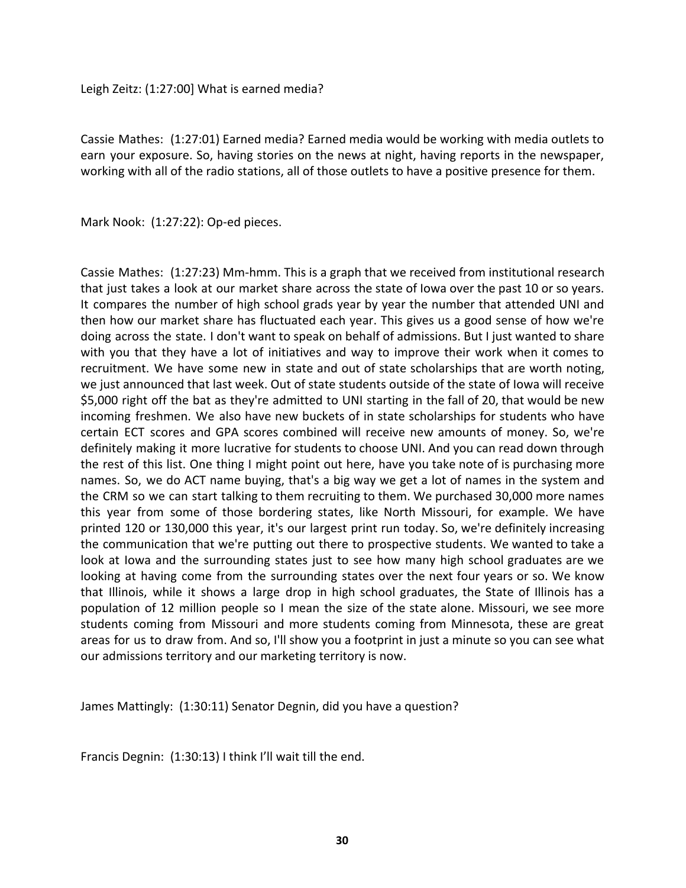Leigh Zeitz: (1:27:00] What is earned media?

Cassie Mathes: (1:27:01) Earned media? Earned media would be working with media outlets to earn your exposure. So, having stories on the news at night, having reports in the newspaper, working with all of the radio stations, all of those outlets to have a positive presence for them.

Mark Nook: (1:27:22): Op-ed pieces.

Cassie Mathes: (1:27:23) Mm-hmm. This is a graph that we received from institutional research that just takes a look at our market share across the state of Iowa over the past 10 or so years. It compares the number of high school grads year by year the number that attended UNI and then how our market share has fluctuated each year. This gives us a good sense of how we're doing across the state. I don't want to speak on behalf of admissions. But I just wanted to share with you that they have a lot of initiatives and way to improve their work when it comes to recruitment. We have some new in state and out of state scholarships that are worth noting, we just announced that last week. Out of state students outside of the state of Iowa will receive $5,000 right off the bat as they're admitted to UNI starting in the fall of 20, that would be new incoming freshmen. We also have new buckets of in state scholarships for students who have certain ECT scores and GPA scores combined will receive new amounts of money. So, we're definitely making it more lucrative for students to choose UNI. And you can read down through the rest of this list. One thing I might point out here, have you take note of is purchasing more names. So, we do ACT name buying, that's a big way we get a lot of names in the system and the CRM so we can start talking to them recruiting to them. We purchased 30,000 more names this year from some of those bordering states, like North Missouri, for example. We have printed 120 or 130,000 this year, it's our largest print run today. So, we're definitely increasing the communication that we're putting out there to prospective students. We wanted to take a look at Iowa and the surrounding states just to see how many high school graduates are we looking at having come from the surrounding states over the next four years or so. We know that Illinois, while it shows a large drop in high school graduates, the State of Illinois has a population of 12 million people so I mean the size of the state alone. Missouri, we see more students coming from Missouri and more students coming from Minnesota, these are great areas for us to draw from. And so, I'll show you a footprint in just a minute so you can see what our admissions territory and our marketing territory is now.

James Mattingly: (1:30:11) Senator Degnin, did you have a question?

Francis Degnin: (1:30:13) I think I'll wait till the end.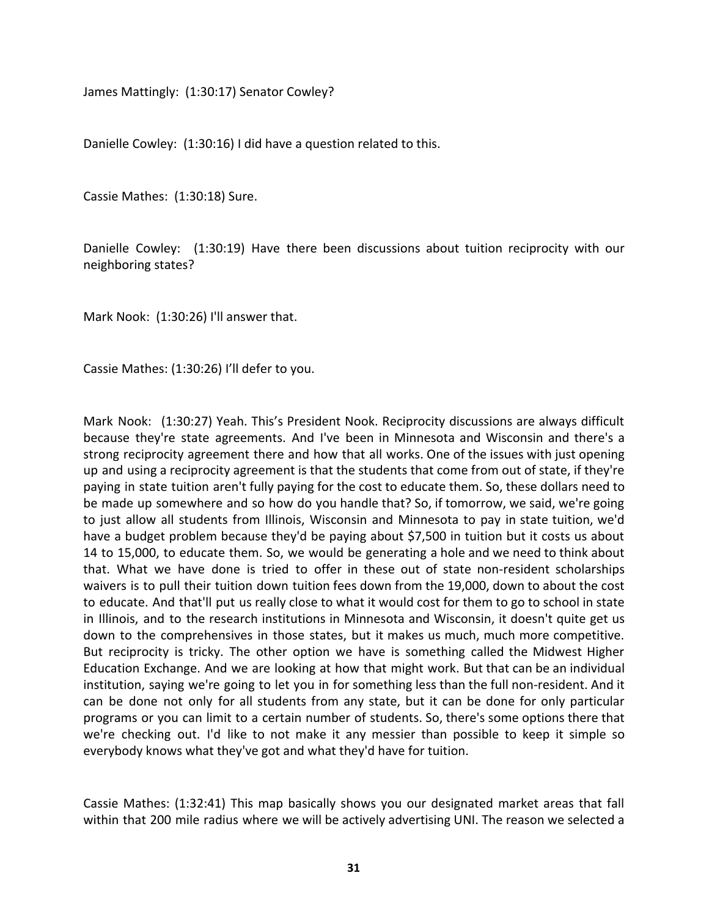James Mattingly: (1:30:17) Senator Cowley?

Danielle Cowley: (1:30:16) I did have a question related to this.

Cassie Mathes: (1:30:18) Sure.

Danielle Cowley: (1:30:19) Have there been discussions about tuition reciprocity with our neighboring states?

Mark Nook: (1:30:26) I'll answer that.

Cassie Mathes: (1:30:26) I'll defer to you.

Mark Nook: (1:30:27) Yeah. This's President Nook. Reciprocity discussions are always difficult because they're state agreements. And I've been in Minnesota and Wisconsin and there's a strong reciprocity agreement there and how that all works. One of the issues with just opening up and using a reciprocity agreement is that the students that come from out of state, if they're paying in state tuition aren't fully paying for the cost to educate them. So, these dollars need to be made up somewhere and so how do you handle that? So, if tomorrow, we said, we're going to just allow all students from Illinois, Wisconsin and Minnesota to pay in state tuition, we'd have a budget problem because they'd be paying about $7,500 in tuition but it costs us about 14 to 15,000, to educate them. So, we would be generating a hole and we need to think about that. What we have done is tried to offer in these out of state non-resident scholarships waivers is to pull their tuition down tuition fees down from the 19,000, down to about the cost to educate. And that'll put us really close to what it would cost for them to go to school in state in Illinois, and to the research institutions in Minnesota and Wisconsin, it doesn't quite get us down to the comprehensives in those states, but it makes us much, much more competitive. But reciprocity is tricky. The other option we have is something called the Midwest Higher Education Exchange. And we are looking at how that might work. But that can be an individual institution, saying we're going to let you in for something less than the full non-resident. And it can be done not only for all students from any state, but it can be done for only particular programs or you can limit to a certain number of students. So, there's some options there that we're checking out. I'd like to not make it any messier than possible to keep it simple so everybody knows what they've got and what they'd have for tuition.

Cassie Mathes: (1:32:41) This map basically shows you our designated market areas that fall within that 200 mile radius where we will be actively advertising UNI. The reason we selected a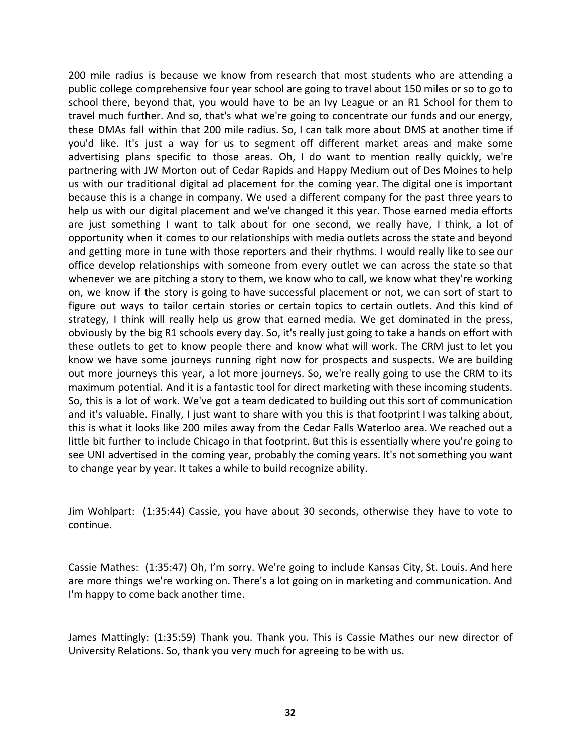200 mile radius is because we know from research that most students who are attending a public college comprehensive four year school are going to travel about 150 miles or so to go to school there, beyond that, you would have to be an Ivy League or an R1 School for them to travel much further. And so, that's what we're going to concentrate our funds and our energy, these DMAs fall within that 200 mile radius. So, I can talk more about DMS at another time if you'd like. It's just a way for us to segment off different market areas and make some advertising plans specific to those areas. Oh, I do want to mention really quickly, we're partnering with JW Morton out of Cedar Rapids and Happy Medium out of Des Moines to help us with our traditional digital ad placement for the coming year. The digital one is important because this is a change in company. We used a different company for the past three years to help us with our digital placement and we've changed it this year. Those earned media efforts are just something I want to talk about for one second, we really have, I think, a lot of opportunity when it comes to our relationships with media outlets across the state and beyond and getting more in tune with those reporters and their rhythms. I would really like to see our office develop relationships with someone from every outlet we can across the state so that whenever we are pitching a story to them, we know who to call, we know what they're working on, we know if the story is going to have successful placement or not, we can sort of start to figure out ways to tailor certain stories or certain topics to certain outlets. And this kind of strategy, I think will really help us grow that earned media. We get dominated in the press, obviously by the big R1 schools every day. So, it's really just going to take a hands on effort with these outlets to get to know people there and know what will work. The CRM just to let you know we have some journeys running right now for prospects and suspects. We are building out more journeys this year, a lot more journeys. So, we're really going to use the CRM to its maximum potential. And it is a fantastic tool for direct marketing with these incoming students. So, this is a lot of work. We've got a team dedicated to building out this sort of communication and it's valuable. Finally, I just want to share with you this is that footprint I was talking about, this is what it looks like 200 miles away from the Cedar Falls Waterloo area. We reached out a little bit further to include Chicago in that footprint. But this is essentially where you're going to see UNI advertised in the coming year, probably the coming years. It's not something you want to change year by year. It takes a while to build recognize ability.

Jim Wohlpart: (1:35:44) Cassie, you have about 30 seconds, otherwise they have to vote to continue.

Cassie Mathes: (1:35:47) Oh, I'm sorry. We're going to include Kansas City, St. Louis. And here are more things we're working on. There's a lot going on in marketing and communication. And I'm happy to come back another time.

James Mattingly: (1:35:59) Thank you. Thank you. This is Cassie Mathes our new director of University Relations. So, thank you very much for agreeing to be with us.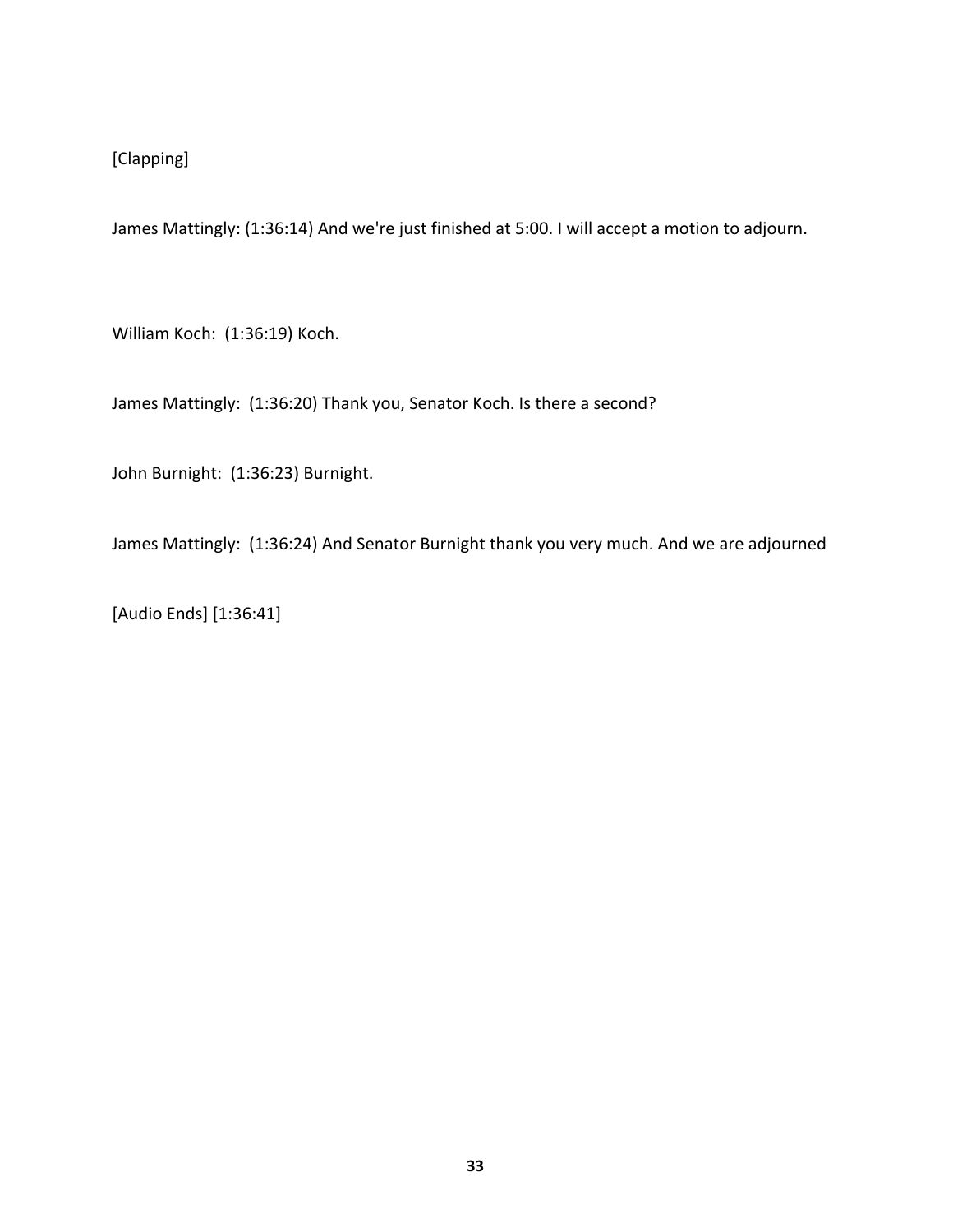[Clapping]

James Mattingly: (1:36:14) And we're just finished at 5:00. I will accept a motion to adjourn.

William Koch: (1:36:19) Koch.

James Mattingly: (1:36:20) Thank you, Senator Koch. Is there a second?

John Burnight: (1:36:23) Burnight.

James Mattingly: (1:36:24) And Senator Burnight thank you very much. And we are adjourned

[Audio Ends] [1:36:41]